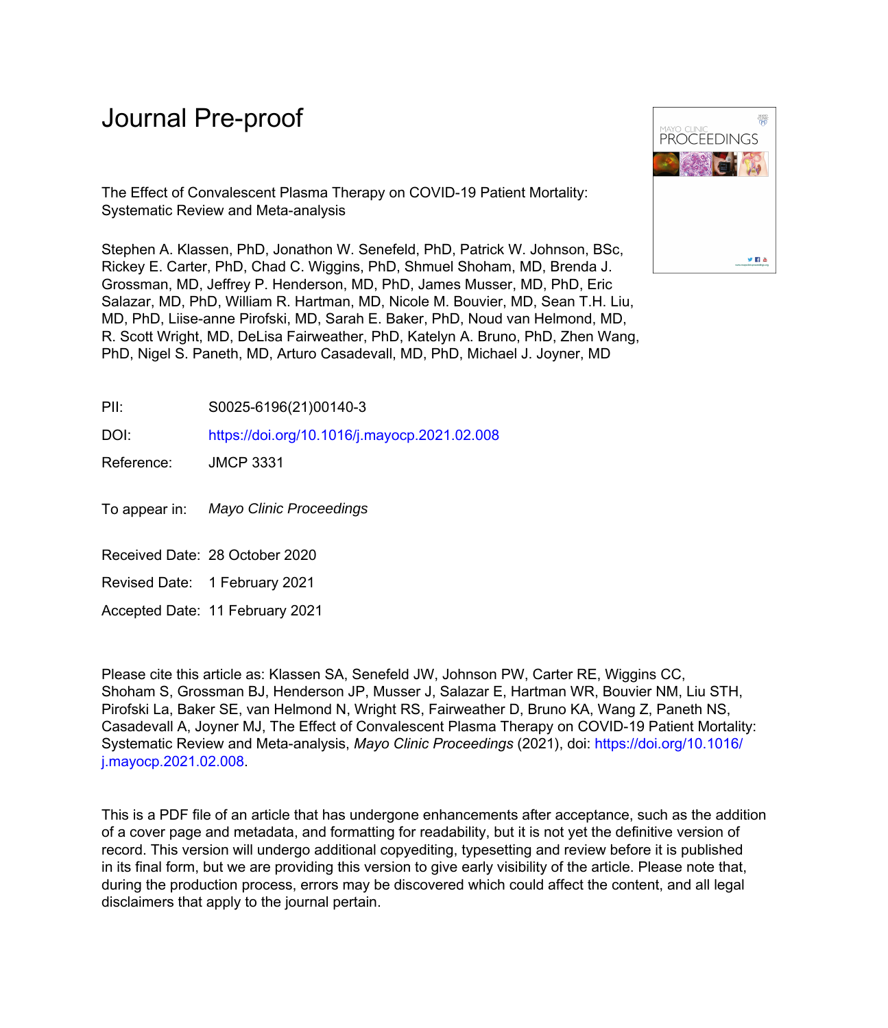# Journal Pre-proof

The Effect of Convalescent Plasma Therapy on COVID-19 Patient Mortality: Systematic Review and Meta-analysis

Stephen A. Klassen, PhD, Jonathon W. Senefeld, PhD, Patrick W. Johnson, BSc, Rickey E. Carter, PhD, Chad C. Wiggins, PhD, Shmuel Shoham, MD, Brenda J. Grossman, MD, Jeffrey P. Henderson, MD, PhD, James Musser, MD, PhD, Eric Salazar, MD, PhD, William R. Hartman, MD, Nicole M. Bouvier, MD, Sean T.H. Liu, MD, PhD, Liise-anne Pirofski, MD, Sarah E. Baker, PhD, Noud van Helmond, MD, R. Scott Wright, MD, DeLisa Fairweather, PhD, Katelyn A. Bruno, PhD, Zhen Wang, PhD, Nigel S. Paneth, MD, Arturo Casadevall, MD, PhD, Michael J. Joyner, MD

PII: S0025-6196(21)00140-3

DOI: https://doi.org/10.1016/j.mayocp.2021.02.008

Reference: JMCP 3331

To appear in: *Mayo Clinic Proceedings*

Received Date: 28 October 2020

Revised Date: 1 February 2021

Accepted Date: 11 February 2021

Please cite this article as: Klassen SA, Senefeld JW, Johnson PW, Carter RE, Wiggins CC, Shoham S, Grossman BJ, Henderson JP, Musser J, Salazar E, Hartman WR, Bouvier NM, Liu STH, Pirofski La, Baker SE, van Helmond N, Wright RS, Fairweather D, Bruno KA, Wang Z, Paneth NS, Casadevall A, Joyner MJ, The Effect of Convalescent Plasma Therapy on COVID-19 Patient Mortality: Systematic Review and Meta-analysis, *Mayo Clinic Proceedings* (2021), doi: https://doi.org/10.1016/j.mayocp.2021.02.008.

This is a PDF file of an article that has undergone enhancements after acceptance, such as the addition of a cover page and metadata, and formatting for readability, but it is not yet the definitive version of record. This version will undergo additional copyediting, typesetting and review before it is published in its final form, but we are providing this version to give early visibility of the article. Please note that, during the production process, errors may be discovered which could affect the content, and all legal disclaimers that apply to the journal pertain.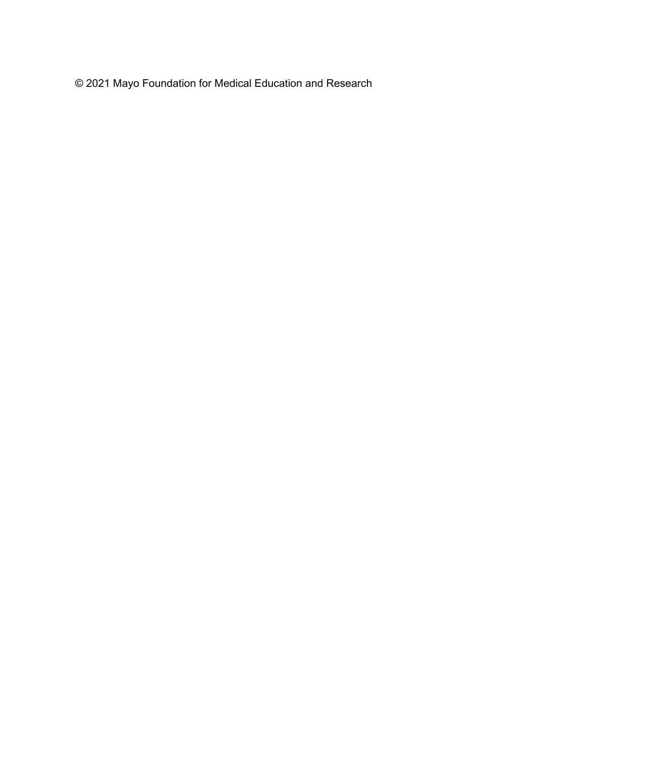© 2021 Mayo Foundation for Medical Education and Research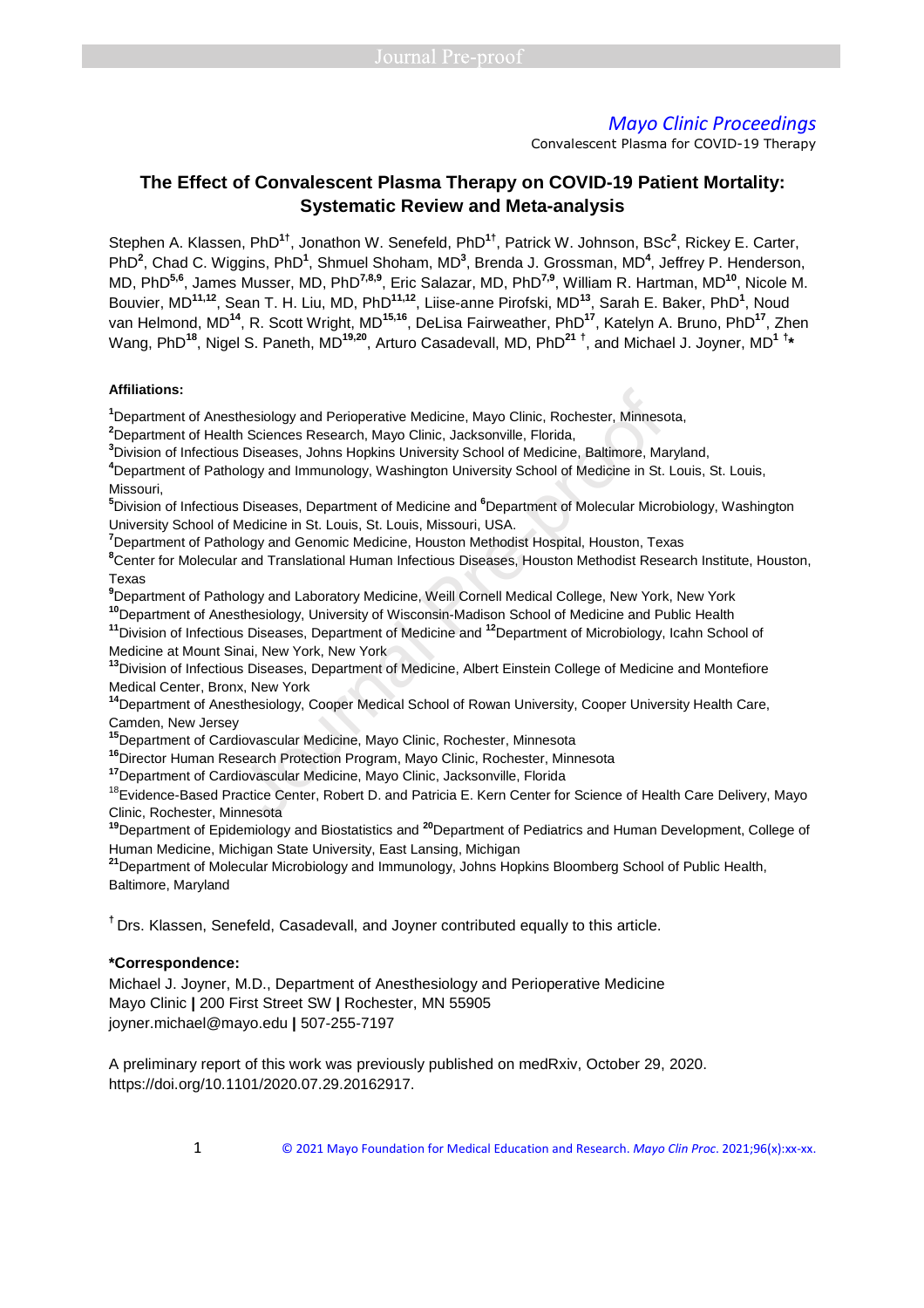# The Effect of Convalescent Plasma Therapy on COVID-19 Patient Mortality: Systematic Review and Meta-analysis

Stephen A. Klassen, PhD[1†], Jonathon W. Senefeld, PhD[1†], Patrick W. Johnson, BSc[2], Rickey E. Carter, PhD[2], Chad C. Wiggins, PhD[1], Shmuel Shoham, MD[3], Brenda J. Grossman, MD[4], Jeffrey P. Henderson, MD, PhD[5,6], James Musser, MD, PhD[7,8,9], Eric Salazar, MD, PhD[7,9], William R. Hartman, MD[10], Nicole M. Bouvier, MD[11,12], Sean T. H. Liu, MD, PhD[11,12], Liise-anne Pirofski, MD[13], Sarah E. Baker, PhD[1], Noud van Helmond, MD[14], R. Scott Wright, MD[15,16], DeLisa Fairweather, PhD[17], Katelyn A. Bruno, PhD[17], Zhen Wang, PhD[18], Nigel S. Paneth, MD[19,20], Arturo Casadevall, MD, PhD[21 †], and Michael J. Joyner, MD[1 †*]

**Affiliations:**

[1]Department of Anesthesiology and Perioperative Medicine, Mayo Clinic, Rochester, Minnesota,
[2]Department of Health Sciences Research, Mayo Clinic, Jacksonville, Florida,
[3]Division of Infectious Diseases, Johns Hopkins University School of Medicine, Baltimore, Maryland,
[4]Department of Pathology and Immunology, Washington University School of Medicine in St. Louis, St. Louis, Missouri,
[5]Division of Infectious Diseases, Department of Medicine and [6]Department of Molecular Microbiology, Washington University School of Medicine in St. Louis, St. Louis, Missouri, USA.
[7]Department of Pathology and Genomic Medicine, Houston Methodist Hospital, Houston, Texas
[8]Center for Molecular and Translational Human Infectious Diseases, Houston Methodist Research Institute, Houston, Texas
[9]Department of Pathology and Laboratory Medicine, Weill Cornell Medical College, New York, New York
[10]Department of Anesthesiology, University of Wisconsin-Madison School of Medicine and Public Health
[11]Division of Infectious Diseases, Department of Medicine and [12]Department of Microbiology, Icahn School of Medicine at Mount Sinai, New York, New York
[13]Division of Infectious Diseases, Department of Medicine, Albert Einstein College of Medicine and Montefiore Medical Center, Bronx, New York
[14]Department of Anesthesiology, Cooper Medical School of Rowan University, Cooper University Health Care, Camden, New Jersey
[15]Department of Cardiovascular Medicine, Mayo Clinic, Rochester, Minnesota
[16]Director Human Research Protection Program, Mayo Clinic, Rochester, Minnesota
[17]Department of Cardiovascular Medicine, Mayo Clinic, Jacksonville, Florida
[18]Evidence-Based Practice Center, Robert D. and Patricia E. Kern Center for Science of Health Care Delivery, Mayo Clinic, Rochester, Minnesota
[19]Department of Epidemiology and Biostatistics and [20]Department of Pediatrics and Human Development, College of Human Medicine, Michigan State University, East Lansing, Michigan
[21]Department of Molecular Microbiology and Immunology, Johns Hopkins Bloomberg School of Public Health, Baltimore, Maryland

[†] Drs. Klassen, Senefeld, Casadevall, and Joyner contributed equally to this article.

**\*Correspondence:**
Michael J. Joyner, M.D., Department of Anesthesiology and Perioperative Medicine
Mayo Clinic **|** 200 First Street SW **|** Rochester, MN 55905
joyner.michael@mayo.edu **|** 507-255-7197

A preliminary report of this work was previously published on medRxiv, October 29, 2020. https://doi.org/10.1101/2020.07.29.20162917.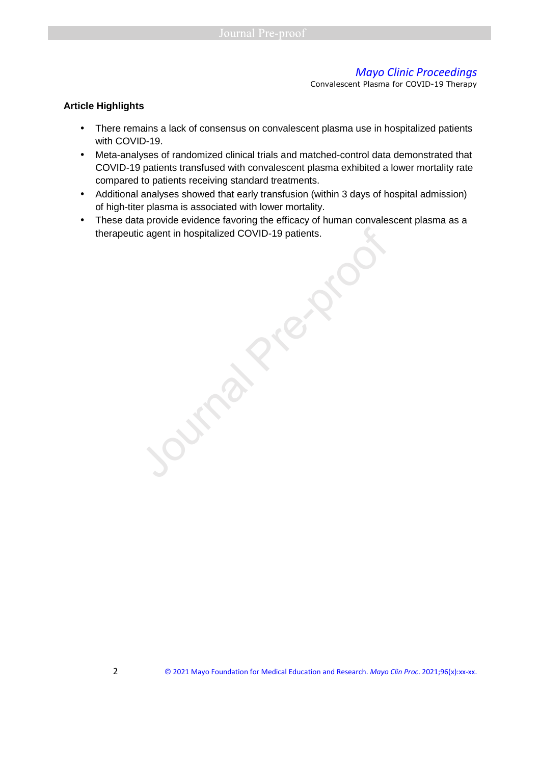**Article Highlights**

- There remains a lack of consensus on convalescent plasma use in hospitalized patients with COVID-19.
- Meta-analyses of randomized clinical trials and matched-control data demonstrated that COVID-19 patients transfused with convalescent plasma exhibited a lower mortality rate compared to patients receiving standard treatments.
- Additional analyses showed that early transfusion (within 3 days of hospital admission) of high-titer plasma is associated with lower mortality.
- These data provide evidence favoring the efficacy of human convalescent plasma as a therapeutic agent in hospitalized COVID-19 patients.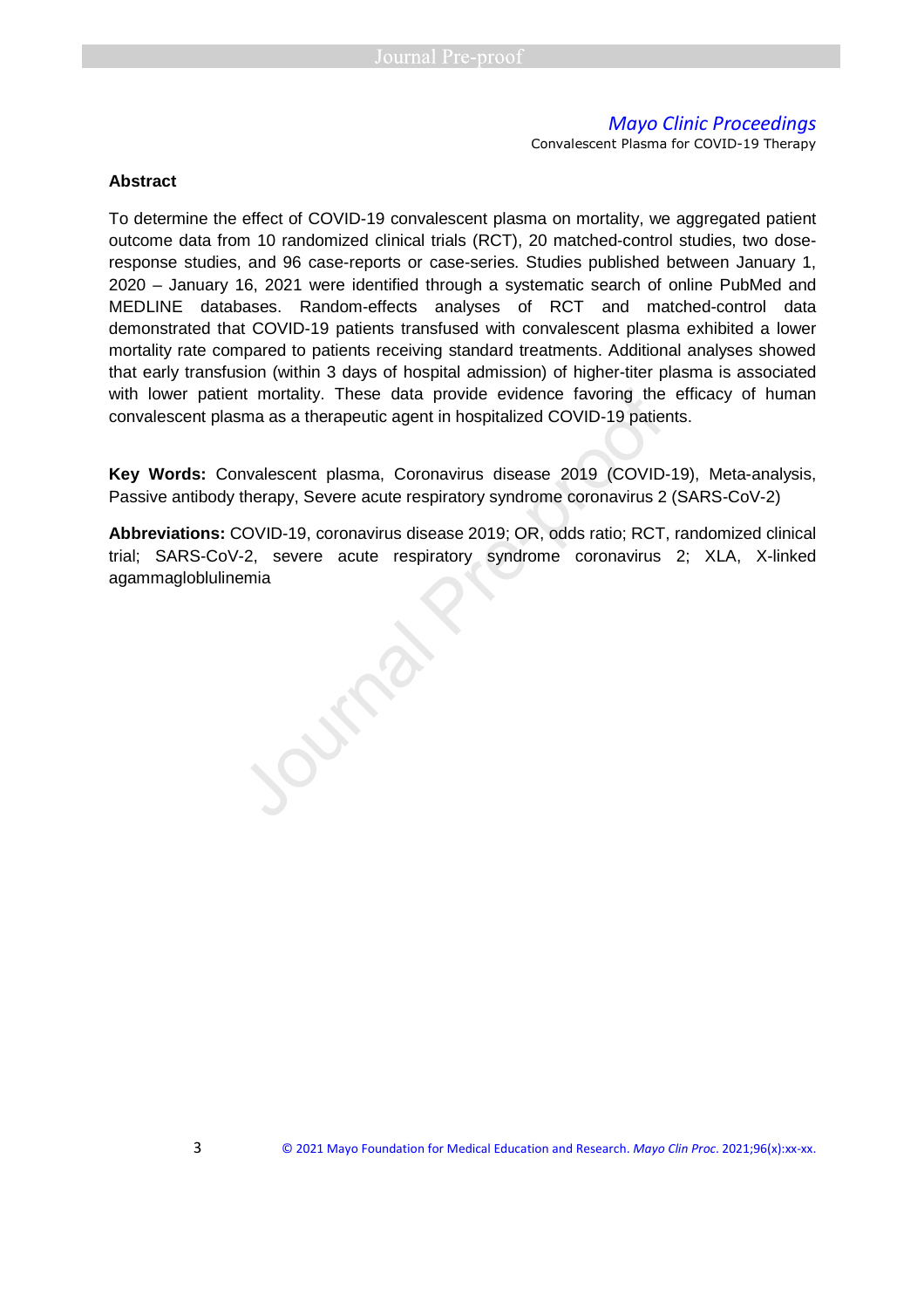## Abstract

To determine the effect of COVID-19 convalescent plasma on mortality, we aggregated patient outcome data from 10 randomized clinical trials (RCT), 20 matched-control studies, two dose-response studies, and 96 case-reports or case-series. Studies published between January 1, 2020 – January 16, 2021 were identified through a systematic search of online PubMed and MEDLINE databases. Random-effects analyses of RCT and matched-control data demonstrated that COVID-19 patients transfused with convalescent plasma exhibited a lower mortality rate compared to patients receiving standard treatments. Additional analyses showed that early transfusion (within 3 days of hospital admission) of higher-titer plasma is associated with lower patient mortality. These data provide evidence favoring the efficacy of human convalescent plasma as a therapeutic agent in hospitalized COVID-19 patients.

**Key Words:** Convalescent plasma, Coronavirus disease 2019 (COVID-19), Meta-analysis, Passive antibody therapy, Severe acute respiratory syndrome coronavirus 2 (SARS-CoV-2)

**Abbreviations:** COVID-19, coronavirus disease 2019; OR, odds ratio; RCT, randomized clinical trial; SARS-CoV-2, severe acute respiratory syndrome coronavirus 2; XLA, X-linked agammagloblulinemia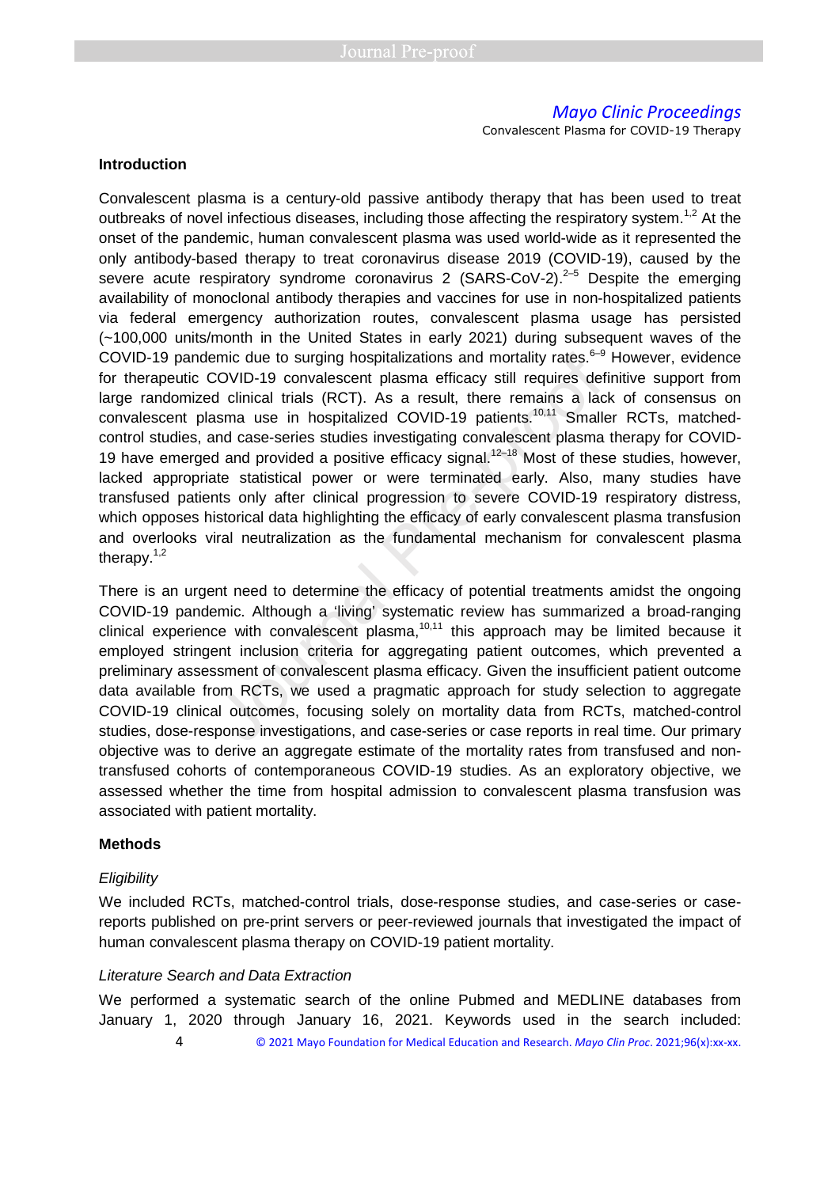## Introduction

Convalescent plasma is a century-old passive antibody therapy that has been used to treat outbreaks of novel infectious diseases, including those affecting the respiratory system.[1,2] At the onset of the pandemic, human convalescent plasma was used world-wide as it represented the only antibody-based therapy to treat coronavirus disease 2019 (COVID-19), caused by the severe acute respiratory syndrome coronavirus 2 (SARS-CoV-2).[2–5] Despite the emerging availability of monoclonal antibody therapies and vaccines for use in non-hospitalized patients via federal emergency authorization routes, convalescent plasma usage has persisted (~100,000 units/month in the United States in early 2021) during subsequent waves of the COVID-19 pandemic due to surging hospitalizations and mortality rates.[6–9] However, evidence for therapeutic COVID-19 convalescent plasma efficacy still requires definitive support from large randomized clinical trials (RCT). As a result, there remains a lack of consensus on convalescent plasma use in hospitalized COVID-19 patients.[10,11] Smaller RCTs, matched-control studies, and case-series studies investigating convalescent plasma therapy for COVID-19 have emerged and provided a positive efficacy signal.[12–18] Most of these studies, however, lacked appropriate statistical power or were terminated early. Also, many studies have transfused patients only after clinical progression to severe COVID-19 respiratory distress, which opposes historical data highlighting the efficacy of early convalescent plasma transfusion and overlooks viral neutralization as the fundamental mechanism for convalescent plasma therapy.[1,2]

There is an urgent need to determine the efficacy of potential treatments amidst the ongoing COVID-19 pandemic. Although a 'living' systematic review has summarized a broad-ranging clinical experience with convalescent plasma,[10,11] this approach may be limited because it employed stringent inclusion criteria for aggregating patient outcomes, which prevented a preliminary assessment of convalescent plasma efficacy. Given the insufficient patient outcome data available from RCTs, we used a pragmatic approach for study selection to aggregate COVID-19 clinical outcomes, focusing solely on mortality data from RCTs, matched-control studies, dose-response investigations, and case-series or case reports in real time. Our primary objective was to derive an aggregate estimate of the mortality rates from transfused and non-transfused cohorts of contemporaneous COVID-19 studies. As an exploratory objective, we assessed whether the time from hospital admission to convalescent plasma transfusion was associated with patient mortality.

## Methods

### *Eligibility*

We included RCTs, matched-control trials, dose-response studies, and case-series or case-reports published on pre-print servers or peer-reviewed journals that investigated the impact of human convalescent plasma therapy on COVID-19 patient mortality.

### *Literature Search and Data Extraction*

We performed a systematic search of the online Pubmed and MEDLINE databases from January 1, 2020 through January 16, 2021. Keywords used in the search included: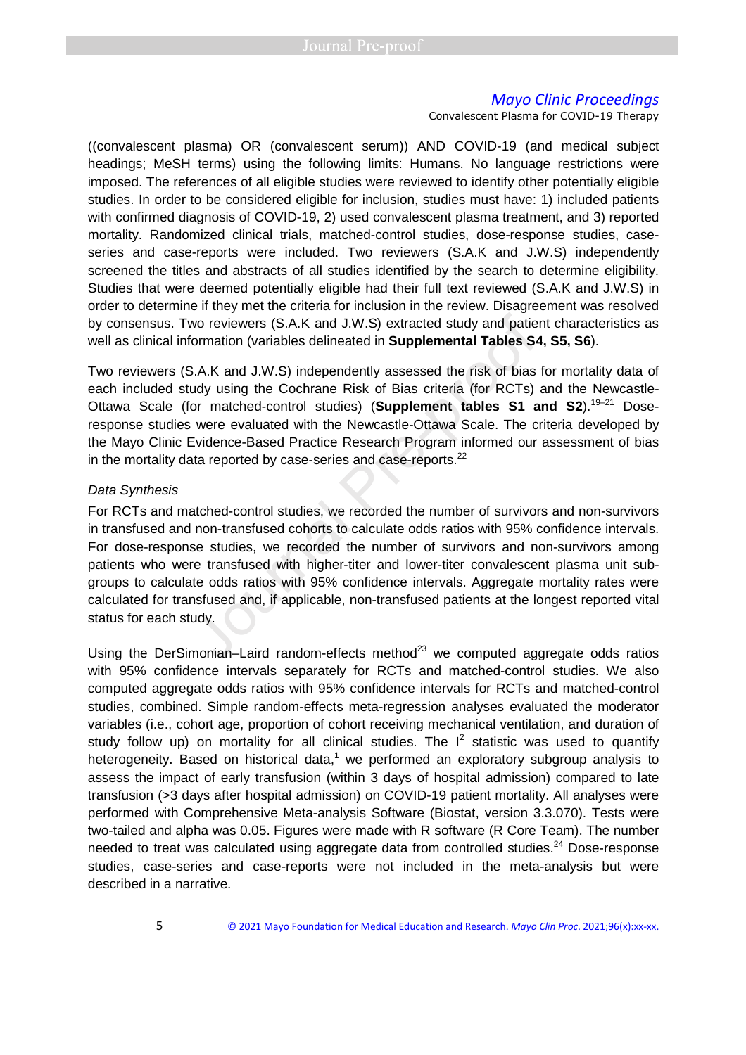((convalescent plasma) OR (convalescent serum)) AND COVID-19 (and medical subject headings; MeSH terms) using the following limits: Humans. No language restrictions were imposed. The references of all eligible studies were reviewed to identify other potentially eligible studies. In order to be considered eligible for inclusion, studies must have: 1) included patients with confirmed diagnosis of COVID-19, 2) used convalescent plasma treatment, and 3) reported mortality. Randomized clinical trials, matched-control studies, dose-response studies, case-series and case-reports were included. Two reviewers (S.A.K and J.W.S) independently screened the titles and abstracts of all studies identified by the search to determine eligibility. Studies that were deemed potentially eligible had their full text reviewed (S.A.K and J.W.S) in order to determine if they met the criteria for inclusion in the review. Disagreement was resolved by consensus. Two reviewers (S.A.K and J.W.S) extracted study and patient characteristics as well as clinical information (variables delineated in **Supplemental Tables S4, S5, S6**).

Two reviewers (S.A.K and J.W.S) independently assessed the risk of bias for mortality data of each included study using the Cochrane Risk of Bias criteria (for RCTs) and the Newcastle-Ottawa Scale (for matched-control studies) (**Supplement tables S1 and S2**).[19–21] Dose-response studies were evaluated with the Newcastle-Ottawa Scale. The criteria developed by the Mayo Clinic Evidence-Based Practice Research Program informed our assessment of bias in the mortality data reported by case-series and case-reports.[22]

*Data Synthesis*

For RCTs and matched-control studies, we recorded the number of survivors and non-survivors in transfused and non-transfused cohorts to calculate odds ratios with 95% confidence intervals. For dose-response studies, we recorded the number of survivors and non-survivors among patients who were transfused with higher-titer and lower-titer convalescent plasma unit sub-groups to calculate odds ratios with 95% confidence intervals. Aggregate mortality rates were calculated for transfused and, if applicable, non-transfused patients at the longest reported vital status for each study.

Using the DerSimonian–Laird random-effects method[23] we computed aggregate odds ratios with 95% confidence intervals separately for RCTs and matched-control studies. We also computed aggregate odds ratios with 95% confidence intervals for RCTs and matched-control studies, combined. Simple random-effects meta-regression analyses evaluated the moderator variables (i.e., cohort age, proportion of cohort receiving mechanical ventilation, and duration of study follow up) on mortality for all clinical studies. The $I^2$ statistic was used to quantify heterogeneity. Based on historical data,[1] we performed an exploratory subgroup analysis to assess the impact of early transfusion (within 3 days of hospital admission) compared to late transfusion (>3 days after hospital admission) on COVID-19 patient mortality. All analyses were performed with Comprehensive Meta-analysis Software (Biostat, version 3.3.070). Tests were two-tailed and alpha was 0.05. Figures were made with R software (R Core Team). The number needed to treat was calculated using aggregate data from controlled studies.[24] Dose-response studies, case-series and case-reports were not included in the meta-analysis but were described in a narrative.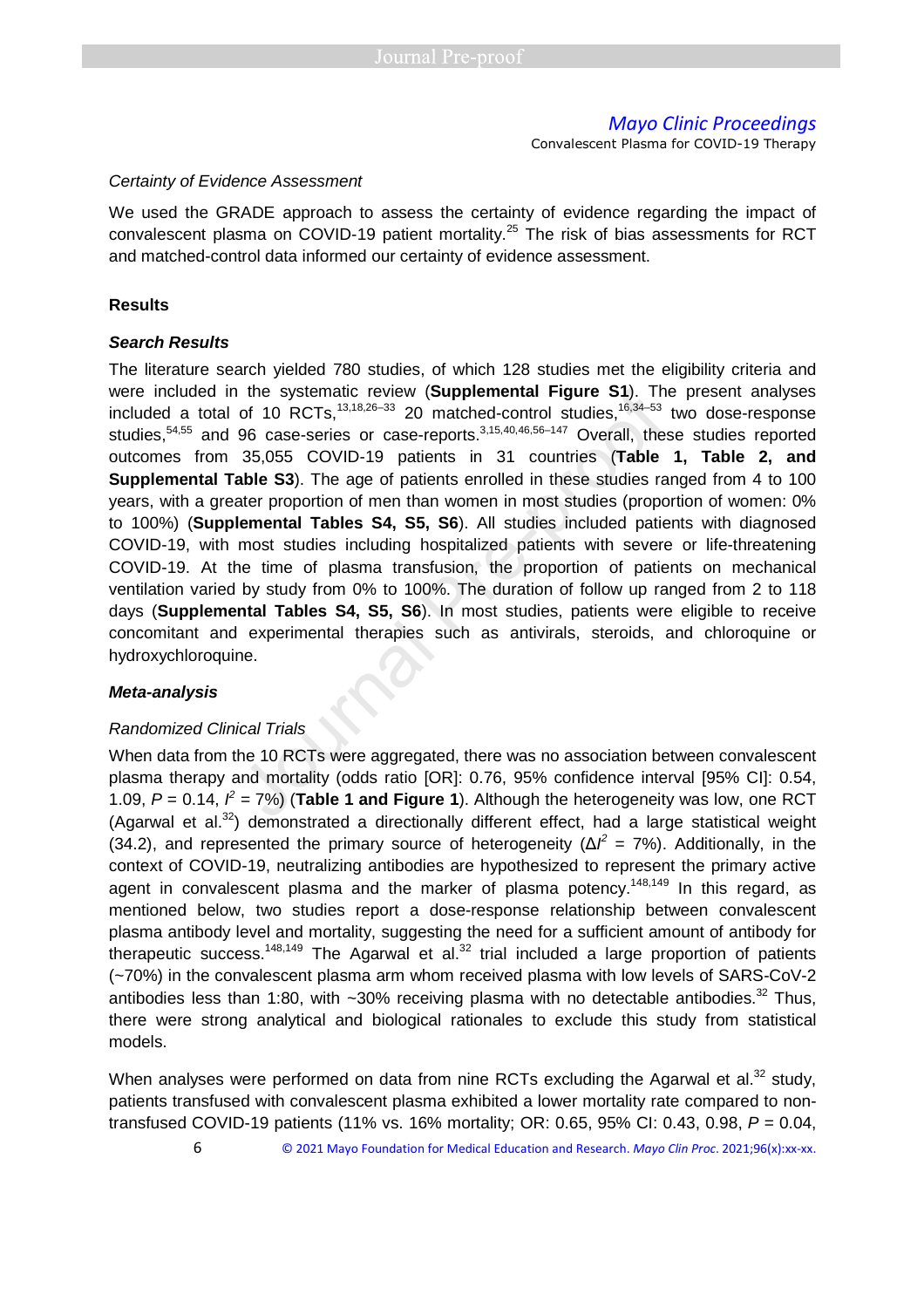*Certainty of Evidence Assessment*

We used the GRADE approach to assess the certainty of evidence regarding the impact of convalescent plasma on COVID-19 patient mortality.[25] The risk of bias assessments for RCT and matched-control data informed our certainty of evidence assessment.

**Results**

***Search Results***

The literature search yielded 780 studies, of which 128 studies met the eligibility criteria and were included in the systematic review (**Supplemental Figure S1**). The present analyses included a total of 10 RCTs,[13,18,26–33] 20 matched-control studies,[16,34–53] two dose-response studies,[54,55] and 96 case-series or case-reports.[3,15,40,46,56–147] Overall, these studies reported outcomes from 35,055 COVID-19 patients in 31 countries (**Table 1, Table 2, and Supplemental Table S3**). The age of patients enrolled in these studies ranged from 4 to 100 years, with a greater proportion of men than women in most studies (proportion of women: 0% to 100%) (**Supplemental Tables S4, S5, S6**). All studies included patients with diagnosed COVID-19, with most studies including hospitalized patients with severe or life-threatening COVID-19. At the time of plasma transfusion, the proportion of patients on mechanical ventilation varied by study from 0% to 100%. The duration of follow up ranged from 2 to 118 days (**Supplemental Tables S4, S5, S6**). In most studies, patients were eligible to receive concomitant and experimental therapies such as antivirals, steroids, and chloroquine or hydroxychloroquine.

***Meta-analysis***

*Randomized Clinical Trials*

When data from the 10 RCTs were aggregated, there was no association between convalescent plasma therapy and mortality (odds ratio [OR]: 0.76, 95% confidence interval [95% CI]: 0.54, 1.09, $P$ = 0.14, $I^2$ = 7%) (**Table 1 and Figure 1**). Although the heterogeneity was low, one RCT (Agarwal et al.[32]) demonstrated a directionally different effect, had a large statistical weight (34.2), and represented the primary source of heterogeneity ($\Delta I^2$ = 7%). Additionally, in the context of COVID-19, neutralizing antibodies are hypothesized to represent the primary active agent in convalescent plasma and the marker of plasma potency.[148,149] In this regard, as mentioned below, two studies report a dose-response relationship between convalescent plasma antibody level and mortality, suggesting the need for a sufficient amount of antibody for therapeutic success.[148,149] The Agarwal et al.[32] trial included a large proportion of patients (~70%) in the convalescent plasma arm whom received plasma with low levels of SARS-CoV-2 antibodies less than 1:80, with ~30% receiving plasma with no detectable antibodies.[32] Thus, there were strong analytical and biological rationales to exclude this study from statistical models.

When analyses were performed on data from nine RCTs excluding the Agarwal et al.[32] study, patients transfused with convalescent plasma exhibited a lower mortality rate compared to non-transfused COVID-19 patients (11% vs. 16% mortality; OR: 0.65, 95% CI: 0.43, 0.98, $P$ = 0.04,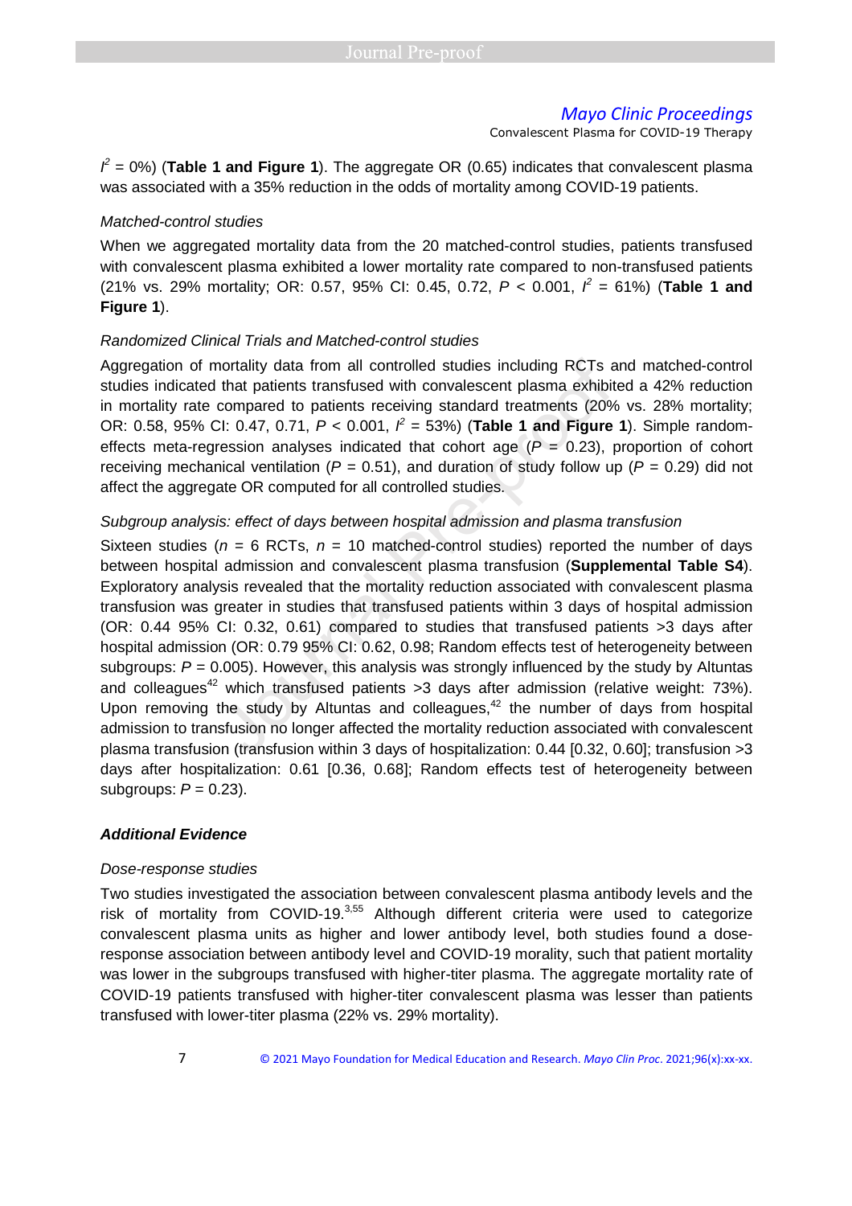$I^2$ = 0%) (**Table 1 and Figure 1**). The aggregate OR (0.65) indicates that convalescent plasma was associated with a 35% reduction in the odds of mortality among COVID-19 patients.

*Matched-control studies*

When we aggregated mortality data from the 20 matched-control studies, patients transfused with convalescent plasma exhibited a lower mortality rate compared to non-transfused patients (21% vs. 29% mortality; OR: 0.57, 95% CI: 0.45, 0.72, $P$ < 0.001, $I^2$ = 61%) (**Table 1 and Figure 1**).

*Randomized Clinical Trials and Matched-control studies*

Aggregation of mortality data from all controlled studies including RCTs and matched-control studies indicated that patients transfused with convalescent plasma exhibited a 42% reduction in mortality rate compared to patients receiving standard treatments (20% vs. 28% mortality; OR: 0.58, 95% CI: 0.47, 0.71, $P$ < 0.001, $I^2$ = 53%) (**Table 1 and Figure 1**). Simple random-effects meta-regression analyses indicated that cohort age ($P$ = 0.23), proportion of cohort receiving mechanical ventilation ($P$ = 0.51), and duration of study follow up ($P$ = 0.29) did not affect the aggregate OR computed for all controlled studies.

*Subgroup analysis: effect of days between hospital admission and plasma transfusion*

Sixteen studies ($n$ = 6 RCTs, $n$ = 10 matched-control studies) reported the number of days between hospital admission and convalescent plasma transfusion (**Supplemental Table S4**). Exploratory analysis revealed that the mortality reduction associated with convalescent plasma transfusion was greater in studies that transfused patients within 3 days of hospital admission (OR: 0.44 95% CI: 0.32, 0.61) compared to studies that transfused patients >3 days after hospital admission (OR: 0.79 95% CI: 0.62, 0.98; Random effects test of heterogeneity between subgroups: $P$ = 0.005). However, this analysis was strongly influenced by the study by Altuntas and colleagues[42] which transfused patients >3 days after admission (relative weight: 73%). Upon removing the study by Altuntas and colleagues,[42] the number of days from hospital admission to transfusion no longer affected the mortality reduction associated with convalescent plasma transfusion (transfusion within 3 days of hospitalization: 0.44 [0.32, 0.60]; transfusion >3 days after hospitalization: 0.61 [0.36, 0.68]; Random effects test of heterogeneity between subgroups: $P$ = 0.23).

### ***Additional Evidence***

*Dose-response studies*

Two studies investigated the association between convalescent plasma antibody levels and the risk of mortality from COVID-19.[3,55] Although different criteria were used to categorize convalescent plasma units as higher and lower antibody level, both studies found a dose-response association between antibody level and COVID-19 morality, such that patient mortality was lower in the subgroups transfused with higher-titer plasma. The aggregate mortality rate of COVID-19 patients transfused with higher-titer convalescent plasma was lesser than patients transfused with lower-titer plasma (22% vs. 29% mortality).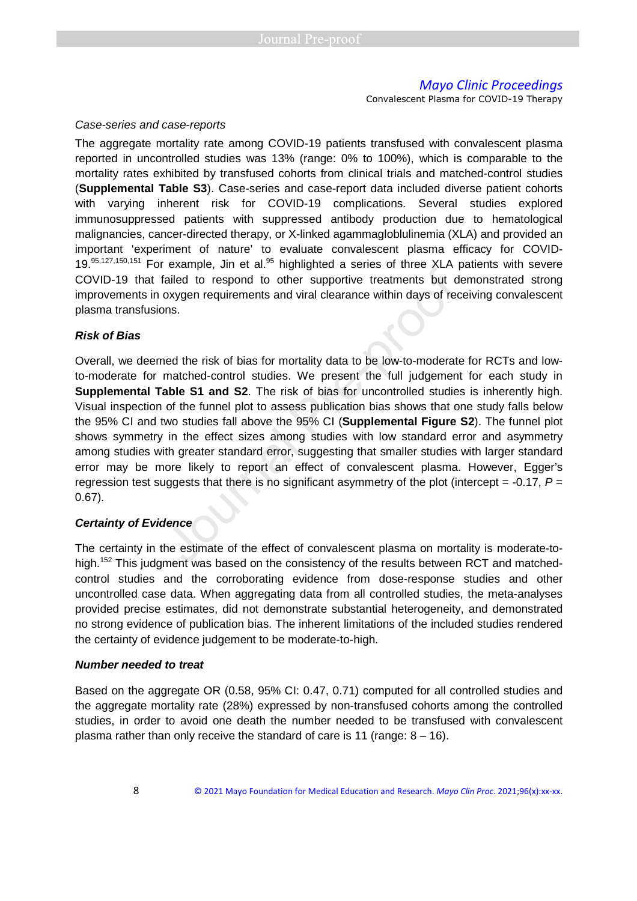*Case-series and case-reports*

The aggregate mortality rate among COVID-19 patients transfused with convalescent plasma reported in uncontrolled studies was 13% (range: 0% to 100%), which is comparable to the mortality rates exhibited by transfused cohorts from clinical trials and matched-control studies (**Supplemental Table S3**). Case-series and case-report data included diverse patient cohorts with varying inherent risk for COVID-19 complications. Several studies explored immunosuppressed patients with suppressed antibody production due to hematological malignancies, cancer-directed therapy, or X-linked agammagloblulinemia (XLA) and provided an important 'experiment of nature' to evaluate convalescent plasma efficacy for COVID-19.[95,127,150,151] For example, Jin et al.[95] highlighted a series of three XLA patients with severe COVID-19 that failed to respond to other supportive treatments but demonstrated strong improvements in oxygen requirements and viral clearance within days of receiving convalescent plasma transfusions.

### *Risk of Bias*

Overall, we deemed the risk of bias for mortality data to be low-to-moderate for RCTs and low-to-moderate for matched-control studies. We present the full judgement for each study in **Supplemental Table S1 and S2**. The risk of bias for uncontrolled studies is inherently high. Visual inspection of the funnel plot to assess publication bias shows that one study falls below the 95% CI and two studies fall above the 95% CI (**Supplemental Figure S2**). The funnel plot shows symmetry in the effect sizes among studies with low standard error and asymmetry among studies with greater standard error, suggesting that smaller studies with larger standard error may be more likely to report an effect of convalescent plasma. However, Egger's regression test suggests that there is no significant asymmetry of the plot (intercept = -0.17, $P$ = 0.67).

### *Certainty of Evidence*

The certainty in the estimate of the effect of convalescent plasma on mortality is moderate-to-high.[152] This judgment was based on the consistency of the results between RCT and matched-control studies and the corroborating evidence from dose-response studies and other uncontrolled case data. When aggregating data from all controlled studies, the meta-analyses provided precise estimates, did not demonstrate substantial heterogeneity, and demonstrated no strong evidence of publication bias. The inherent limitations of the included studies rendered the certainty of evidence judgement to be moderate-to-high.

### *Number needed to treat*

Based on the aggregate OR (0.58, 95% CI: 0.47, 0.71) computed for all controlled studies and the aggregate mortality rate (28%) expressed by non-transfused cohorts among the controlled studies, in order to avoid one death the number needed to be transfused with convalescent plasma rather than only receive the standard of care is 11 (range: 8 – 16).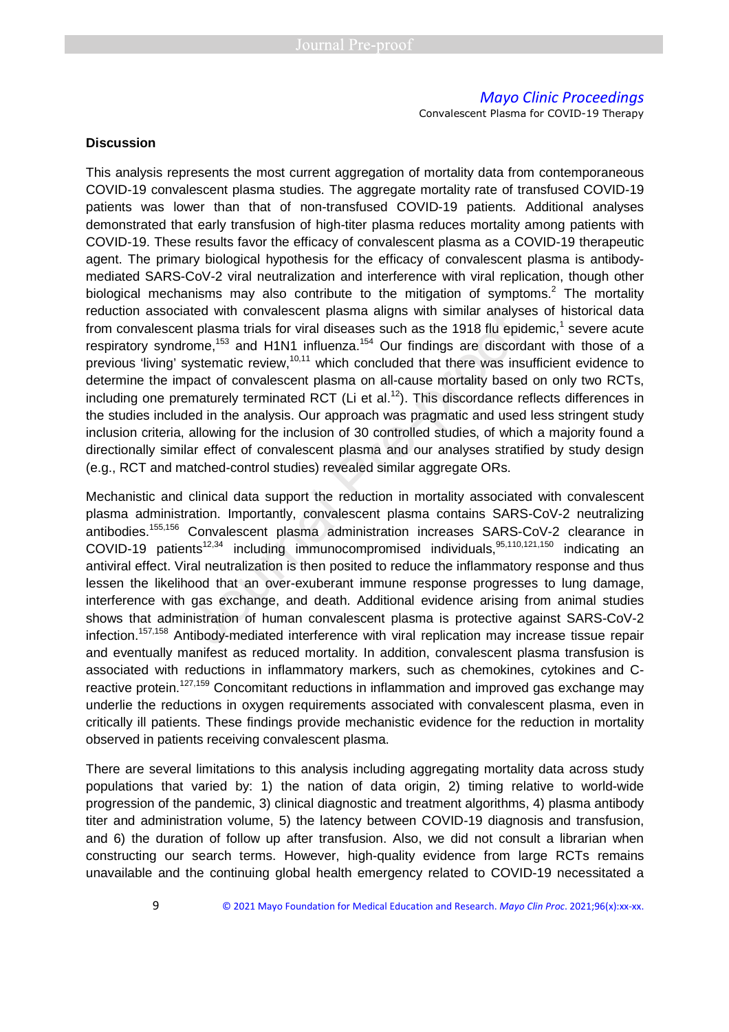## Discussion

This analysis represents the most current aggregation of mortality data from contemporaneous COVID-19 convalescent plasma studies. The aggregate mortality rate of transfused COVID-19 patients was lower than that of non-transfused COVID-19 patients. Additional analyses demonstrated that early transfusion of high-titer plasma reduces mortality among patients with COVID-19. These results favor the efficacy of convalescent plasma as a COVID-19 therapeutic agent. The primary biological hypothesis for the efficacy of convalescent plasma is antibody-mediated SARS-CoV-2 viral neutralization and interference with viral replication, though other biological mechanisms may also contribute to the mitigation of symptoms.[2] The mortality reduction associated with convalescent plasma aligns with similar analyses of historical data from convalescent plasma trials for viral diseases such as the 1918 flu epidemic,[1] severe acute respiratory syndrome,[153] and H1N1 influenza.[154] Our findings are discordant with those of a previous 'living' systematic review,[10,11] which concluded that there was insufficient evidence to determine the impact of convalescent plasma on all-cause mortality based on only two RCTs, including one prematurely terminated RCT (Li et al.[12]). This discordance reflects differences in the studies included in the analysis. Our approach was pragmatic and used less stringent study inclusion criteria, allowing for the inclusion of 30 controlled studies, of which a majority found a directionally similar effect of convalescent plasma and our analyses stratified by study design (e.g., RCT and matched-control studies) revealed similar aggregate ORs.

Mechanistic and clinical data support the reduction in mortality associated with convalescent plasma administration. Importantly, convalescent plasma contains SARS-CoV-2 neutralizing antibodies.[155,156] Convalescent plasma administration increases SARS-CoV-2 clearance in COVID-19 patients[12,34] including immunocompromised individuals,[95,110,121,150] indicating an antiviral effect. Viral neutralization is then posited to reduce the inflammatory response and thus lessen the likelihood that an over-exuberant immune response progresses to lung damage, interference with gas exchange, and death. Additional evidence arising from animal studies shows that administration of human convalescent plasma is protective against SARS-CoV-2 infection.[157,158] Antibody-mediated interference with viral replication may increase tissue repair and eventually manifest as reduced mortality. In addition, convalescent plasma transfusion is associated with reductions in inflammatory markers, such as chemokines, cytokines and C-reactive protein.[127,159] Concomitant reductions in inflammation and improved gas exchange may underlie the reductions in oxygen requirements associated with convalescent plasma, even in critically ill patients. These findings provide mechanistic evidence for the reduction in mortality observed in patients receiving convalescent plasma.

There are several limitations to this analysis including aggregating mortality data across study populations that varied by: 1) the nation of data origin, 2) timing relative to world-wide progression of the pandemic, 3) clinical diagnostic and treatment algorithms, 4) plasma antibody titer and administration volume, 5) the latency between COVID-19 diagnosis and transfusion, and 6) the duration of follow up after transfusion. Also, we did not consult a librarian when constructing our search terms. However, high-quality evidence from large RCTs remains unavailable and the continuing global health emergency related to COVID-19 necessitated a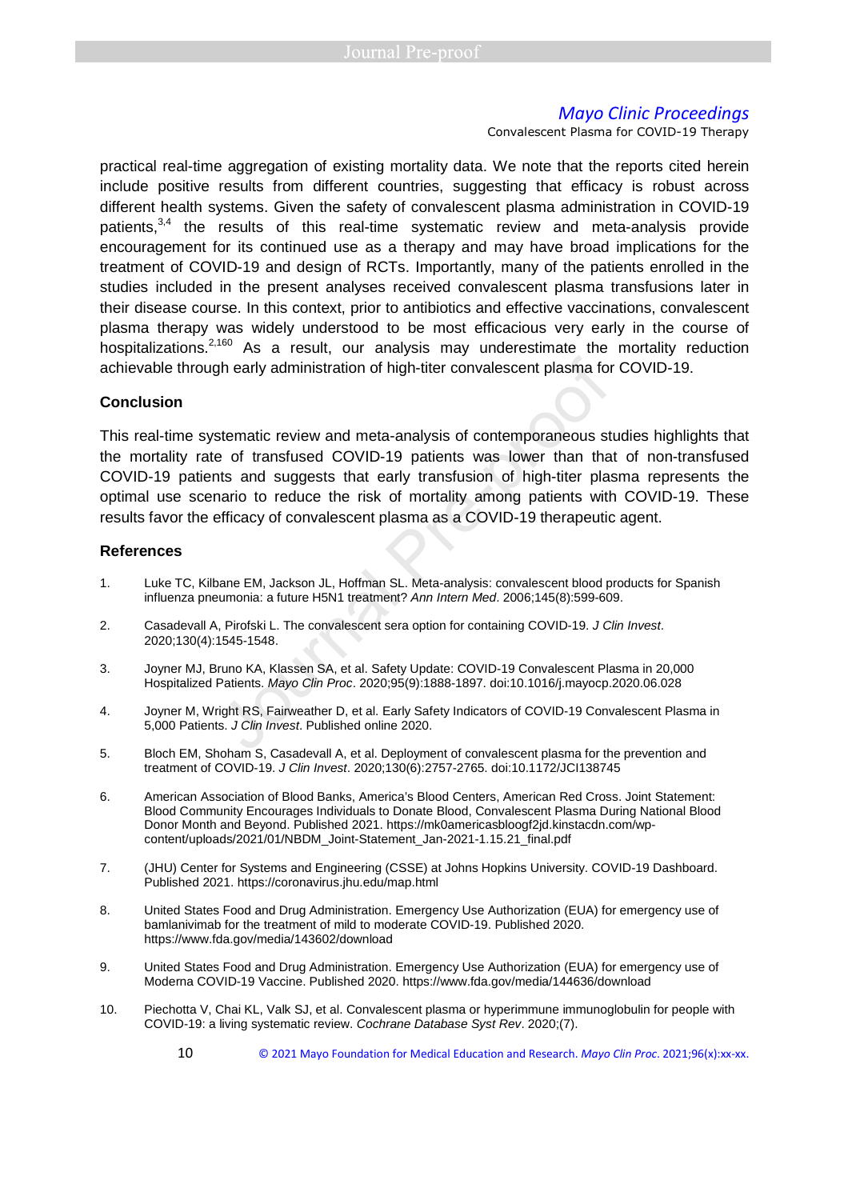practical real-time aggregation of existing mortality data. We note that the reports cited herein include positive results from different countries, suggesting that efficacy is robust across different health systems. Given the safety of convalescent plasma administration in COVID-19 patients,[3,4] the results of this real-time systematic review and meta-analysis provide encouragement for its continued use as a therapy and may have broad implications for the treatment of COVID-19 and design of RCTs. Importantly, many of the patients enrolled in the studies included in the present analyses received convalescent plasma transfusions later in their disease course. In this context, prior to antibiotics and effective vaccinations, convalescent plasma therapy was widely understood to be most efficacious very early in the course of hospitalizations.[2,160] As a result, our analysis may underestimate the mortality reduction achievable through early administration of high-titer convalescent plasma for COVID-19.

## Conclusion

This real-time systematic review and meta-analysis of contemporaneous studies highlights that the mortality rate of transfused COVID-19 patients was lower than that of non-transfused COVID-19 patients and suggests that early transfusion of high-titer plasma represents the optimal use scenario to reduce the risk of mortality among patients with COVID-19. These results favor the efficacy of convalescent plasma as a COVID-19 therapeutic agent.

## References

1. Luke TC, Kilbane EM, Jackson JL, Hoffman SL. Meta-analysis: convalescent blood products for Spanish influenza pneumonia: a future H5N1 treatment? *Ann Intern Med*. 2006;145(8):599-609.
2. Casadevall A, Pirofski L. The convalescent sera option for containing COVID-19. *J Clin Invest*. 2020;130(4):1545-1548.
3. Joyner MJ, Bruno KA, Klassen SA, et al. Safety Update: COVID-19 Convalescent Plasma in 20,000 Hospitalized Patients. *Mayo Clin Proc*. 2020;95(9):1888-1897. doi:10.1016/j.mayocp.2020.06.028
4. Joyner M, Wright RS, Fairweather D, et al. Early Safety Indicators of COVID-19 Convalescent Plasma in 5,000 Patients. *J Clin Invest*. Published online 2020.
5. Bloch EM, Shoham S, Casadevall A, et al. Deployment of convalescent plasma for the prevention and treatment of COVID-19. *J Clin Invest*. 2020;130(6):2757-2765. doi:10.1172/JCI138745
6. American Association of Blood Banks, America's Blood Centers, American Red Cross. Joint Statement: Blood Community Encourages Individuals to Donate Blood, Convalescent Plasma During National Blood Donor Month and Beyond. Published 2021. https://mk0americasbloogf2jd.kinstacdn.com/wp-content/uploads/2021/01/NBDM_Joint-Statement_Jan-2021-1.15.21_final.pdf
7. (JHU) Center for Systems and Engineering (CSSE) at Johns Hopkins University. COVID-19 Dashboard. Published 2021. https://coronavirus.jhu.edu/map.html
8. United States Food and Drug Administration. Emergency Use Authorization (EUA) for emergency use of bamlanivimab for the treatment of mild to moderate COVID-19. Published 2020. https://www.fda.gov/media/143602/download
9. United States Food and Drug Administration. Emergency Use Authorization (EUA) for emergency use of Moderna COVID-19 Vaccine. Published 2020. https://www.fda.gov/media/144636/download
10. Piechotta V, Chai KL, Valk SJ, et al. Convalescent plasma or hyperimmune immunoglobulin for people with COVID-19: a living systematic review. *Cochrane Database Syst Rev*. 2020;(7).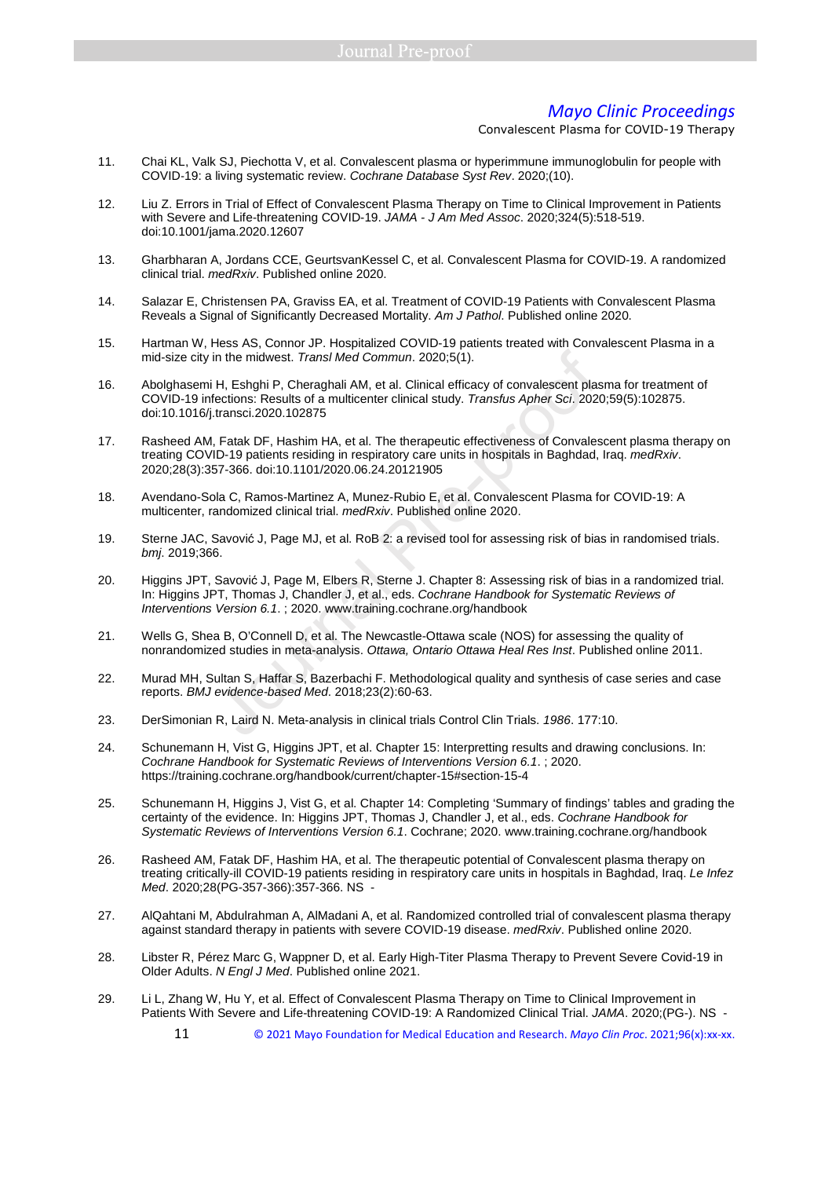11. Chai KL, Valk SJ, Piechotta V, et al. Convalescent plasma or hyperimmune immunoglobulin for people with COVID-19: a living systematic review. *Cochrane Database Syst Rev*. 2020;(10).

12. Liu Z. Errors in Trial of Effect of Convalescent Plasma Therapy on Time to Clinical Improvement in Patients with Severe and Life-threatening COVID-19. *JAMA - J Am Med Assoc*. 2020;324(5):518-519. doi:10.1001/jama.2020.12607

13. Gharbharan A, Jordans CCE, GeurtsvanKessel C, et al. Convalescent Plasma for COVID-19. A randomized clinical trial. *medRxiv*. Published online 2020.

14. Salazar E, Christensen PA, Graviss EA, et al. Treatment of COVID-19 Patients with Convalescent Plasma Reveals a Signal of Significantly Decreased Mortality. *Am J Pathol*. Published online 2020.

15. Hartman W, Hess AS, Connor JP. Hospitalized COVID-19 patients treated with Convalescent Plasma in a mid-size city in the midwest. *Transl Med Commun*. 2020;5(1).

16. Abolghasemi H, Eshghi P, Cheraghali AM, et al. Clinical efficacy of convalescent plasma for treatment of COVID-19 infections: Results of a multicenter clinical study. *Transfus Apher Sci*. 2020;59(5):102875. doi:10.1016/j.transci.2020.102875

17. Rasheed AM, Fatak DF, Hashim HA, et al. The therapeutic effectiveness of Convalescent plasma therapy on treating COVID-19 patients residing in respiratory care units in hospitals in Baghdad, Iraq. *medRxiv*. 2020;28(3):357-366. doi:10.1101/2020.06.24.20121905

18. Avendano-Sola C, Ramos-Martinez A, Munez-Rubio E, et al. Convalescent Plasma for COVID-19: A multicenter, randomized clinical trial. *medRxiv*. Published online 2020.

19. Sterne JAC, Savović J, Page MJ, et al. RoB 2: a revised tool for assessing risk of bias in randomised trials. *bmj*. 2019;366.

20. Higgins JPT, Savović J, Page M, Elbers R, Sterne J. Chapter 8: Assessing risk of bias in a randomized trial. In: Higgins JPT, Thomas J, Chandler J, et al., eds. *Cochrane Handbook for Systematic Reviews of Interventions Version 6.1*. ; 2020. www.training.cochrane.org/handbook

21. Wells G, Shea B, O'Connell D, et al. The Newcastle-Ottawa scale (NOS) for assessing the quality of nonrandomized studies in meta-analysis. *Ottawa, Ontario Ottawa Heal Res Inst*. Published online 2011.

22. Murad MH, Sultan S, Haffar S, Bazerbachi F. Methodological quality and synthesis of case series and case reports. *BMJ evidence-based Med*. 2018;23(2):60-63.

23. DerSimonian R, Laird N. Meta-analysis in clinical trials Control Clin Trials. *1986*. 177:10.

24. Schunemann H, Vist G, Higgins JPT, et al. Chapter 15: Interpretting results and drawing conclusions. In: *Cochrane Handbook for Systematic Reviews of Interventions Version 6.1*. ; 2020. https://training.cochrane.org/handbook/current/chapter-15#section-15-4

25. Schunemann H, Higgins J, Vist G, et al. Chapter 14: Completing 'Summary of findings' tables and grading the certainty of the evidence. In: Higgins JPT, Thomas J, Chandler J, et al., eds. *Cochrane Handbook for Systematic Reviews of Interventions Version 6.1*. Cochrane; 2020. www.training.cochrane.org/handbook

26. Rasheed AM, Fatak DF, Hashim HA, et al. The therapeutic potential of Convalescent plasma therapy on treating critically-ill COVID-19 patients residing in respiratory care units in hospitals in Baghdad, Iraq. *Le Infez Med*. 2020;28(PG-357-366):357-366. NS -

27. AlQahtani M, Abdulrahman A, AlMadani A, et al. Randomized controlled trial of convalescent plasma therapy against standard therapy in patients with severe COVID-19 disease. *medRxiv*. Published online 2020.

28. Libster R, Pérez Marc G, Wappner D, et al. Early High-Titer Plasma Therapy to Prevent Severe Covid-19 in Older Adults. *N Engl J Med*. Published online 2021.

29. Li L, Zhang W, Hu Y, et al. Effect of Convalescent Plasma Therapy on Time to Clinical Improvement in Patients With Severe and Life-threatening COVID-19: A Randomized Clinical Trial. *JAMA*. 2020;(PG-). NS -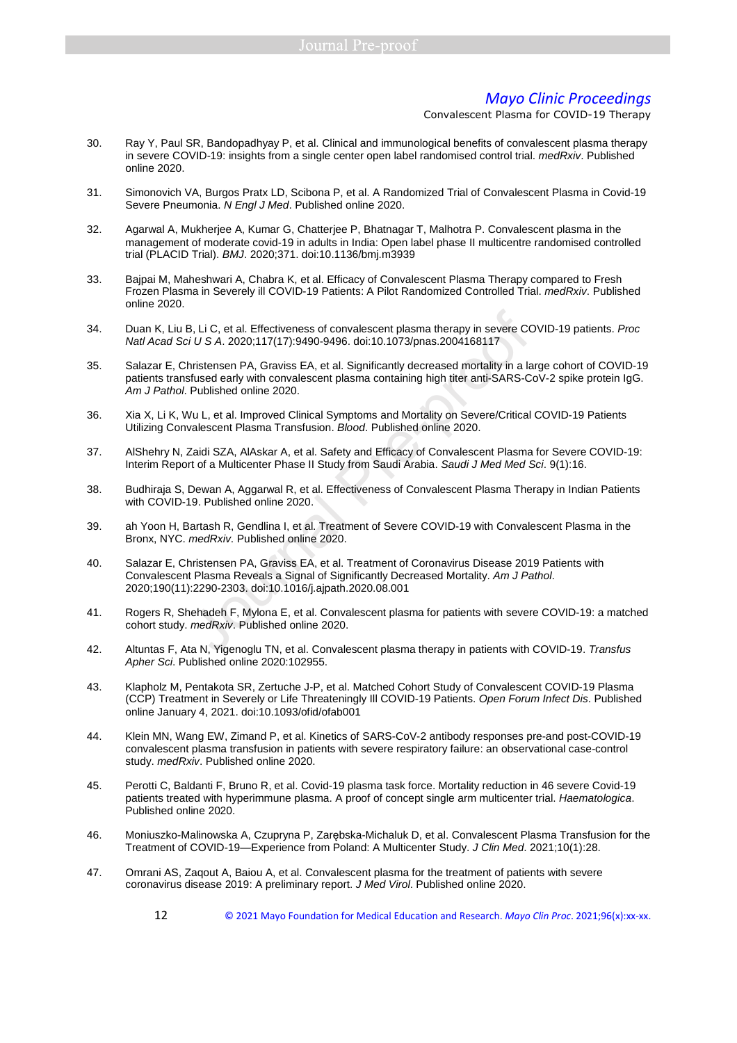30. Ray Y, Paul SR, Bandopadhyay P, et al. Clinical and immunological benefits of convalescent plasma therapy in severe COVID-19: insights from a single center open label randomised control trial. *medRxiv*. Published online 2020.

31. Simonovich VA, Burgos Pratx LD, Scibona P, et al. A Randomized Trial of Convalescent Plasma in Covid-19 Severe Pneumonia. *N Engl J Med*. Published online 2020.

32. Agarwal A, Mukherjee A, Kumar G, Chatterjee P, Bhatnagar T, Malhotra P. Convalescent plasma in the management of moderate covid-19 in adults in India: Open label phase II multicentre randomised controlled trial (PLACID Trial). *BMJ*. 2020;371. doi:10.1136/bmj.m3939

33. Bajpai M, Maheshwari A, Chabra K, et al. Efficacy of Convalescent Plasma Therapy compared to Fresh Frozen Plasma in Severely ill COVID-19 Patients: A Pilot Randomized Controlled Trial. *medRxiv*. Published online 2020.

34. Duan K, Liu B, Li C, et al. Effectiveness of convalescent plasma therapy in severe COVID-19 patients. *Proc Natl Acad Sci U S A*. 2020;117(17):9490-9496. doi:10.1073/pnas.2004168117

35. Salazar E, Christensen PA, Graviss EA, et al. Significantly decreased mortality in a large cohort of COVID-19 patients transfused early with convalescent plasma containing high titer anti-SARS-CoV-2 spike protein IgG. *Am J Pathol*. Published online 2020.

36. Xia X, Li K, Wu L, et al. Improved Clinical Symptoms and Mortality on Severe/Critical COVID-19 Patients Utilizing Convalescent Plasma Transfusion. *Blood*. Published online 2020.

37. AlShehry N, Zaidi SZA, AlAskar A, et al. Safety and Efficacy of Convalescent Plasma for Severe COVID-19: Interim Report of a Multicenter Phase II Study from Saudi Arabia. *Saudi J Med Med Sci*. 9(1):16.

38. Budhiraja S, Dewan A, Aggarwal R, et al. Effectiveness of Convalescent Plasma Therapy in Indian Patients with COVID-19. Published online 2020.

39. ah Yoon H, Bartash R, Gendlina I, et al. Treatment of Severe COVID-19 with Convalescent Plasma in the Bronx, NYC. *medRxiv*. Published online 2020.

40. Salazar E, Christensen PA, Graviss EA, et al. Treatment of Coronavirus Disease 2019 Patients with Convalescent Plasma Reveals a Signal of Significantly Decreased Mortality. *Am J Pathol*. 2020;190(11):2290-2303. doi:10.1016/j.ajpath.2020.08.001

41. Rogers R, Shehadeh F, Mylona E, et al. Convalescent plasma for patients with severe COVID-19: a matched cohort study. *medRxiv*. Published online 2020.

42. Altuntas F, Ata N, Yigenoglu TN, et al. Convalescent plasma therapy in patients with COVID-19. *Transfus Apher Sci*. Published online 2020:102955.

43. Klapholz M, Pentakota SR, Zertuche J-P, et al. Matched Cohort Study of Convalescent COVID-19 Plasma (CCP) Treatment in Severely or Life Threateningly Ill COVID-19 Patients. *Open Forum Infect Dis*. Published online January 4, 2021. doi:10.1093/ofid/ofab001

44. Klein MN, Wang EW, Zimand P, et al. Kinetics of SARS-CoV-2 antibody responses pre-and post-COVID-19 convalescent plasma transfusion in patients with severe respiratory failure: an observational case-control study. *medRxiv*. Published online 2020.

45. Perotti C, Baldanti F, Bruno R, et al. Covid-19 plasma task force. Mortality reduction in 46 severe Covid-19 patients treated with hyperimmune plasma. A proof of concept single arm multicenter trial. *Haematologica*. Published online 2020.

46. Moniuszko-Malinowska A, Czupryna P, Zarębska-Michaluk D, et al. Convalescent Plasma Transfusion for the Treatment of COVID-19—Experience from Poland: A Multicenter Study. *J Clin Med*. 2021;10(1):28.

47. Omrani AS, Zaqout A, Baiou A, et al. Convalescent plasma for the treatment of patients with severe coronavirus disease 2019: A preliminary report. *J Med Virol*. Published online 2020.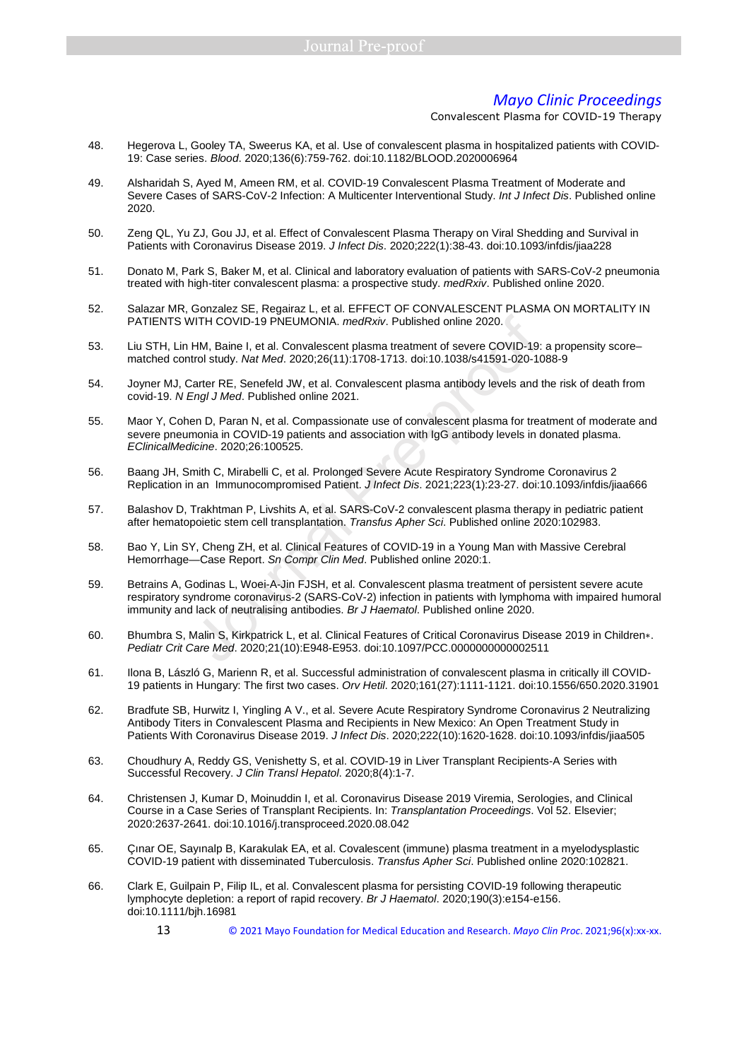48. Hegerova L, Gooley TA, Sweerus KA, et al. Use of convalescent plasma in hospitalized patients with COVID-19: Case series. *Blood*. 2020;136(6):759-762. doi:10.1182/BLOOD.2020006964

49. Alsharidah S, Ayed M, Ameen RM, et al. COVID-19 Convalescent Plasma Treatment of Moderate and Severe Cases of SARS-CoV-2 Infection: A Multicenter Interventional Study. *Int J Infect Dis*. Published online 2020.

50. Zeng QL, Yu ZJ, Gou JJ, et al. Effect of Convalescent Plasma Therapy on Viral Shedding and Survival in Patients with Coronavirus Disease 2019. *J Infect Dis*. 2020;222(1):38-43. doi:10.1093/infdis/jiaa228

51. Donato M, Park S, Baker M, et al. Clinical and laboratory evaluation of patients with SARS-CoV-2 pneumonia treated with high-titer convalescent plasma: a prospective study. *medRxiv*. Published online 2020.

52. Salazar MR, Gonzalez SE, Regairaz L, et al. EFFECT OF CONVALESCENT PLASMA ON MORTALITY IN PATIENTS WITH COVID-19 PNEUMONIA. *medRxiv*. Published online 2020.

53. Liu STH, Lin HM, Baine I, et al. Convalescent plasma treatment of severe COVID-19: a propensity score–matched control study. *Nat Med*. 2020;26(11):1708-1713. doi:10.1038/s41591-020-1088-9

54. Joyner MJ, Carter RE, Senefeld JW, et al. Convalescent plasma antibody levels and the risk of death from covid-19. *N Engl J Med*. Published online 2021.

55. Maor Y, Cohen D, Paran N, et al. Compassionate use of convalescent plasma for treatment of moderate and severe pneumonia in COVID-19 patients and association with IgG antibody levels in donated plasma. *EClinicalMedicine*. 2020;26:100525.

56. Baang JH, Smith C, Mirabelli C, et al. Prolonged Severe Acute Respiratory Syndrome Coronavirus 2 Replication in an Immunocompromised Patient. *J Infect Dis*. 2021;223(1):23-27. doi:10.1093/infdis/jiaa666

57. Balashov D, Trakhtman P, Livshits A, et al. SARS-CoV-2 convalescent plasma therapy in pediatric patient after hematopoietic stem cell transplantation. *Transfus Apher Sci*. Published online 2020:102983.

58. Bao Y, Lin SY, Cheng ZH, et al. Clinical Features of COVID-19 in a Young Man with Massive Cerebral Hemorrhage—Case Report. *Sn Compr Clin Med*. Published online 2020:1.

59. Betrains A, Godinas L, Woei-A-Jin FJSH, et al. Convalescent plasma treatment of persistent severe acute respiratory syndrome coronavirus-2 (SARS-CoV-2) infection in patients with lymphoma with impaired humoral immunity and lack of neutralising antibodies. *Br J Haematol*. Published online 2020.

60. Bhumbra S, Malin S, Kirkpatrick L, et al. Clinical Features of Critical Coronavirus Disease 2019 in Children∗. *Pediatr Crit Care Med*. 2020;21(10):E948-E953. doi:10.1097/PCC.0000000000002511

61. Ilona B, László G, Marienn R, et al. Successful administration of convalescent plasma in critically ill COVID-19 patients in Hungary: The first two cases. *Orv Hetil*. 2020;161(27):1111-1121. doi:10.1556/650.2020.31901

62. Bradfute SB, Hurwitz I, Yingling A V., et al. Severe Acute Respiratory Syndrome Coronavirus 2 Neutralizing Antibody Titers in Convalescent Plasma and Recipients in New Mexico: An Open Treatment Study in Patients With Coronavirus Disease 2019. *J Infect Dis*. 2020;222(10):1620-1628. doi:10.1093/infdis/jiaa505

63. Choudhury A, Reddy GS, Venishetty S, et al. COVID-19 in Liver Transplant Recipients-A Series with Successful Recovery. *J Clin Transl Hepatol*. 2020;8(4):1-7.

64. Christensen J, Kumar D, Moinuddin I, et al. Coronavirus Disease 2019 Viremia, Serologies, and Clinical Course in a Case Series of Transplant Recipients. In: *Transplantation Proceedings*. Vol 52. Elsevier; 2020:2637-2641. doi:10.1016/j.transproceed.2020.08.042

65. Çınar OE, Sayınalp B, Karakulak EA, et al. Covalescent (immune) plasma treatment in a myelodysplastic COVID-19 patient with disseminated Tuberculosis. *Transfus Apher Sci*. Published online 2020:102821.

66. Clark E, Guilpain P, Filip IL, et al. Convalescent plasma for persisting COVID-19 following therapeutic lymphocyte depletion: a report of rapid recovery. *Br J Haematol*. 2020;190(3):e154-e156. doi:10.1111/bjh.16981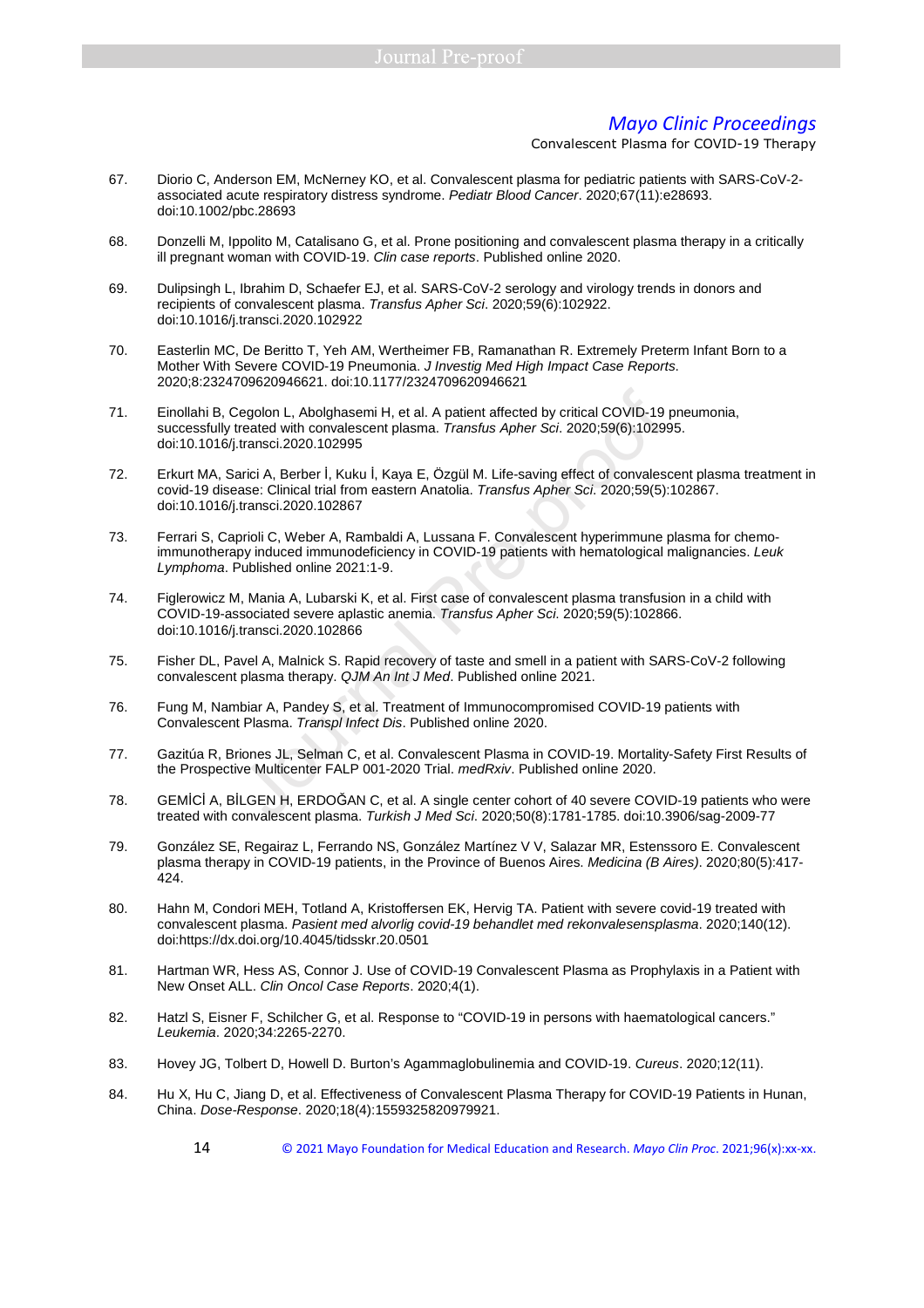67. Diorio C, Anderson EM, McNerney KO, et al. Convalescent plasma for pediatric patients with SARS-CoV-2-associated acute respiratory distress syndrome. *Pediatr Blood Cancer*. 2020;67(11):e28693. doi:10.1002/pbc.28693

68. Donzelli M, Ippolito M, Catalisano G, et al. Prone positioning and convalescent plasma therapy in a critically ill pregnant woman with COVID-19. *Clin case reports*. Published online 2020.

69. Dulipsingh L, Ibrahim D, Schaefer EJ, et al. SARS-CoV-2 serology and virology trends in donors and recipients of convalescent plasma. *Transfus Apher Sci*. 2020;59(6):102922. doi:10.1016/j.transci.2020.102922

70. Easterlin MC, De Beritto T, Yeh AM, Wertheimer FB, Ramanathan R. Extremely Preterm Infant Born to a Mother With Severe COVID-19 Pneumonia. *J Investig Med High Impact Case Reports*. 2020;8:2324709620946621. doi:10.1177/2324709620946621

71. Einollahi B, Cegolon L, Abolghasemi H, et al. A patient affected by critical COVID-19 pneumonia, successfully treated with convalescent plasma. *Transfus Apher Sci*. 2020;59(6):102995. doi:10.1016/j.transci.2020.102995

72. Erkurt MA, Sarici A, Berber İ, Kuku İ, Kaya E, Özgül M. Life-saving effect of convalescent plasma treatment in covid-19 disease: Clinical trial from eastern Anatolia. *Transfus Apher Sci*. 2020;59(5):102867. doi:10.1016/j.transci.2020.102867

73. Ferrari S, Caprioli C, Weber A, Rambaldi A, Lussana F. Convalescent hyperimmune plasma for chemo-immunotherapy induced immunodeficiency in COVID-19 patients with hematological malignancies. *Leuk Lymphoma*. Published online 2021:1-9.

74. Figlerowicz M, Mania A, Lubarski K, et al. First case of convalescent plasma transfusion in a child with COVID-19-associated severe aplastic anemia. *Transfus Apher Sci*. 2020;59(5):102866. doi:10.1016/j.transci.2020.102866

75. Fisher DL, Pavel A, Malnick S. Rapid recovery of taste and smell in a patient with SARS-CoV-2 following convalescent plasma therapy. *QJM An Int J Med*. Published online 2021.

76. Fung M, Nambiar A, Pandey S, et al. Treatment of Immunocompromised COVID-19 patients with Convalescent Plasma. *Transpl Infect Dis*. Published online 2020.

77. Gazitúa R, Briones JL, Selman C, et al. Convalescent Plasma in COVID-19. Mortality-Safety First Results of the Prospective Multicenter FALP 001-2020 Trial. *medRxiv*. Published online 2020.

78. GEMİCİ A, BİLGEN H, ERDOĞAN C, et al. A single center cohort of 40 severe COVID-19 patients who were treated with convalescent plasma. *Turkish J Med Sci*. 2020;50(8):1781-1785. doi:10.3906/sag-2009-77

79. González SE, Regairaz L, Ferrando NS, González Martínez V V, Salazar MR, Estenssoro E. Convalescent plasma therapy in COVID-19 patients, in the Province of Buenos Aires. *Medicina (B Aires)*. 2020;80(5):417-424.

80. Hahn M, Condori MEH, Totland A, Kristoffersen EK, Hervig TA. Patient with severe covid-19 treated with convalescent plasma. *Pasient med alvorlig covid-19 behandlet med rekonvalesensplasma*. 2020;140(12). doi:https://dx.doi.org/10.4045/tidsskr.20.0501

81. Hartman WR, Hess AS, Connor J. Use of COVID-19 Convalescent Plasma as Prophylaxis in a Patient with New Onset ALL. *Clin Oncol Case Reports*. 2020;4(1).

82. Hatzl S, Eisner F, Schilcher G, et al. Response to "COVID-19 in persons with haematological cancers." *Leukemia*. 2020;34:2265-2270.

83. Hovey JG, Tolbert D, Howell D. Burton's Agammaglobulinemia and COVID-19. *Cureus*. 2020;12(11).

84. Hu X, Hu C, Jiang D, et al. Effectiveness of Convalescent Plasma Therapy for COVID-19 Patients in Hunan, China. *Dose-Response*. 2020;18(4):1559325820979921.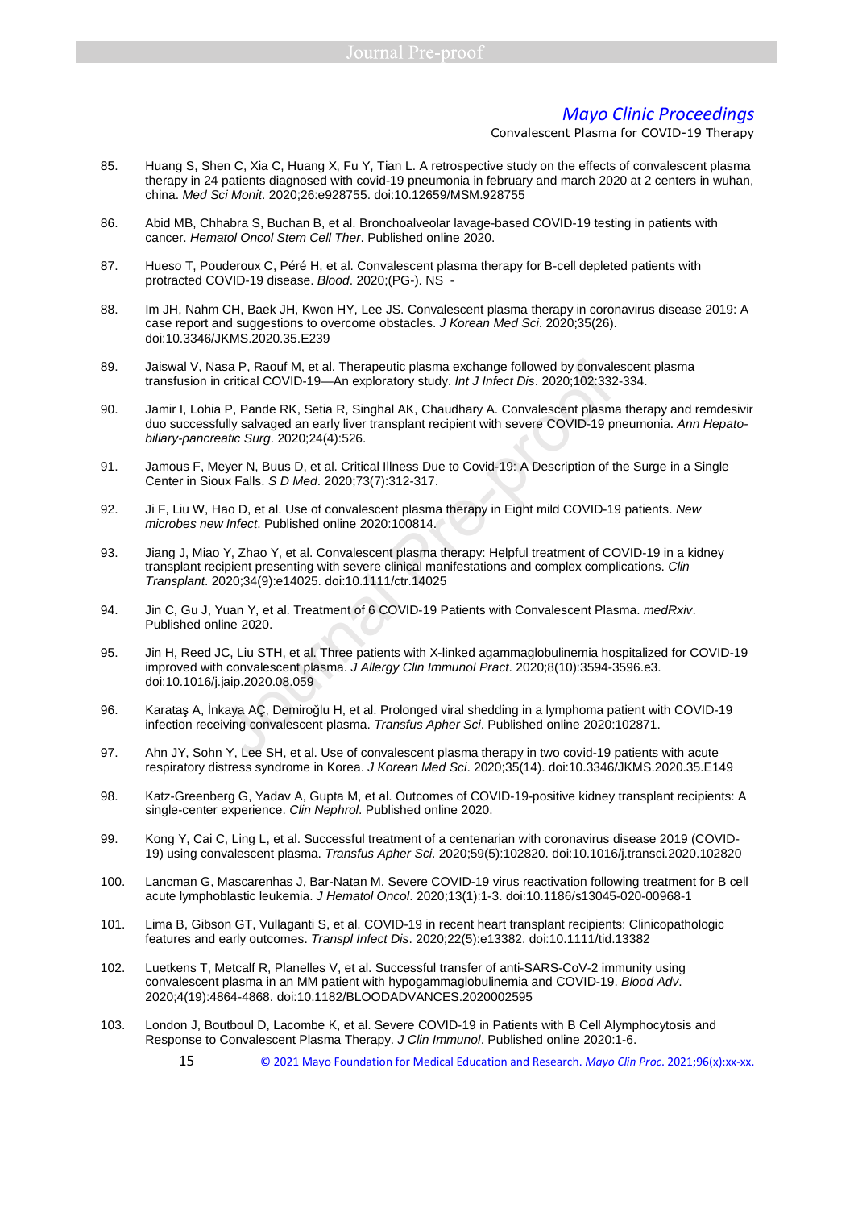85. Huang S, Shen C, Xia C, Huang X, Fu Y, Tian L. A retrospective study on the effects of convalescent plasma therapy in 24 patients diagnosed with covid-19 pneumonia in february and march 2020 at 2 centers in wuhan, china. *Med Sci Monit*. 2020;26:e928755. doi:10.12659/MSM.928755

86. Abid MB, Chhabra S, Buchan B, et al. Bronchoalveolar lavage-based COVID-19 testing in patients with cancer. *Hematol Oncol Stem Cell Ther*. Published online 2020.

87. Hueso T, Pouderoux C, Péré H, et al. Convalescent plasma therapy for B-cell depleted patients with protracted COVID-19 disease. *Blood*. 2020;(PG-). NS -

88. Im JH, Nahm CH, Baek JH, Kwon HY, Lee JS. Convalescent plasma therapy in coronavirus disease 2019: A case report and suggestions to overcome obstacles. *J Korean Med Sci*. 2020;35(26). doi:10.3346/JKMS.2020.35.E239

89. Jaiswal V, Nasa P, Raouf M, et al. Therapeutic plasma exchange followed by convalescent plasma transfusion in critical COVID-19—An exploratory study. *Int J Infect Dis*. 2020;102:332-334.

90. Jamir I, Lohia P, Pande RK, Setia R, Singhal AK, Chaudhary A. Convalescent plasma therapy and remdesivir duo successfully salvaged an early liver transplant recipient with severe COVID-19 pneumonia. *Ann Hepato-biliary-pancreatic Surg*. 2020;24(4):526.

91. Jamous F, Meyer N, Buus D, et al. Critical Illness Due to Covid-19: A Description of the Surge in a Single Center in Sioux Falls. *S D Med*. 2020;73(7):312-317.

92. Ji F, Liu W, Hao D, et al. Use of convalescent plasma therapy in Eight mild COVID-19 patients. *New microbes new Infect*. Published online 2020:100814.

93. Jiang J, Miao Y, Zhao Y, et al. Convalescent plasma therapy: Helpful treatment of COVID-19 in a kidney transplant recipient presenting with severe clinical manifestations and complex complications. *Clin Transplant*. 2020;34(9):e14025. doi:10.1111/ctr.14025

94. Jin C, Gu J, Yuan Y, et al. Treatment of 6 COVID-19 Patients with Convalescent Plasma. *medRxiv*. Published online 2020.

95. Jin H, Reed JC, Liu STH, et al. Three patients with X-linked agammaglobulinemia hospitalized for COVID-19 improved with convalescent plasma. *J Allergy Clin Immunol Pract*. 2020;8(10):3594-3596.e3. doi:10.1016/j.jaip.2020.08.059

96. Karataş A, İnkaya AÇ, Demiroğlu H, et al. Prolonged viral shedding in a lymphoma patient with COVID-19 infection receiving convalescent plasma. *Transfus Apher Sci*. Published online 2020:102871.

97. Ahn JY, Sohn Y, Lee SH, et al. Use of convalescent plasma therapy in two covid-19 patients with acute respiratory distress syndrome in Korea. *J Korean Med Sci*. 2020;35(14). doi:10.3346/JKMS.2020.35.E149

98. Katz-Greenberg G, Yadav A, Gupta M, et al. Outcomes of COVID-19-positive kidney transplant recipients: A single-center experience. *Clin Nephrol*. Published online 2020.

99. Kong Y, Cai C, Ling L, et al. Successful treatment of a centenarian with coronavirus disease 2019 (COVID-19) using convalescent plasma. *Transfus Apher Sci*. 2020;59(5):102820. doi:10.1016/j.transci.2020.102820

100. Lancman G, Mascarenhas J, Bar-Natan M. Severe COVID-19 virus reactivation following treatment for B cell acute lymphoblastic leukemia. *J Hematol Oncol*. 2020;13(1):1-3. doi:10.1186/s13045-020-00968-1

101. Lima B, Gibson GT, Vullaganti S, et al. COVID-19 in recent heart transplant recipients: Clinicopathologic features and early outcomes. *Transpl Infect Dis*. 2020;22(5):e13382. doi:10.1111/tid.13382

102. Luetkens T, Metcalf R, Planelles V, et al. Successful transfer of anti-SARS-CoV-2 immunity using convalescent plasma in an MM patient with hypogammaglobulinemia and COVID-19. *Blood Adv*. 2020;4(19):4864-4868. doi:10.1182/BLOODADVANCES.2020002595

103. London J, Boutboul D, Lacombe K, et al. Severe COVID-19 in Patients with B Cell Alymphocytosis and Response to Convalescent Plasma Therapy. *J Clin Immunol*. Published online 2020:1-6.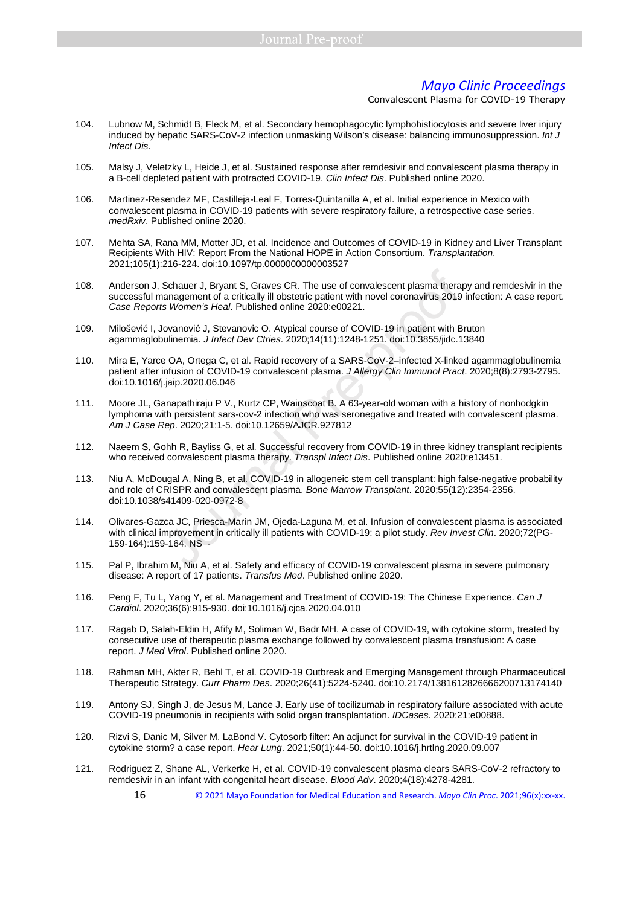104. Lubnow M, Schmidt B, Fleck M, et al. Secondary hemophagocytic lymphohistiocytosis and severe liver injury induced by hepatic SARS-CoV-2 infection unmasking Wilson's disease: balancing immunosuppression. *Int J Infect Dis*.

105. Malsy J, Veletzky L, Heide J, et al. Sustained response after remdesivir and convalescent plasma therapy in a B-cell depleted patient with protracted COVID-19. *Clin Infect Dis*. Published online 2020.

106. Martinez-Resendez MF, Castilleja-Leal F, Torres-Quintanilla A, et al. Initial experience in Mexico with convalescent plasma in COVID-19 patients with severe respiratory failure, a retrospective case series. *medRxiv*. Published online 2020.

107. Mehta SA, Rana MM, Motter JD, et al. Incidence and Outcomes of COVID-19 in Kidney and Liver Transplant Recipients With HIV: Report From the National HOPE in Action Consortium. *Transplantation*. 2021;105(1):216-224. doi:10.1097/tp.0000000000003527

108. Anderson J, Schauer J, Bryant S, Graves CR. The use of convalescent plasma therapy and remdesivir in the successful management of a critically ill obstetric patient with novel coronavirus 2019 infection: A case report. *Case Reports Women's Heal*. Published online 2020:e00221.

109. Milošević I, Jovanović J, Stevanovic O. Atypical course of COVID-19 in patient with Bruton agammaglobulinemia. *J Infect Dev Ctries*. 2020;14(11):1248-1251. doi:10.3855/jidc.13840

110. Mira E, Yarce OA, Ortega C, et al. Rapid recovery of a SARS-CoV-2–infected X-linked agammaglobulinemia patient after infusion of COVID-19 convalescent plasma. *J Allergy Clin Immunol Pract*. 2020;8(8):2793-2795. doi:10.1016/j.jaip.2020.06.046

111. Moore JL, Ganapathiraju P V., Kurtz CP, Wainscoat B. A 63-year-old woman with a history of nonhodgkin lymphoma with persistent sars-cov-2 infection who was seronegative and treated with convalescent plasma. *Am J Case Rep*. 2020;21:1-5. doi:10.12659/AJCR.927812

112. Naeem S, Gohh R, Bayliss G, et al. Successful recovery from COVID-19 in three kidney transplant recipients who received convalescent plasma therapy. *Transpl Infect Dis*. Published online 2020:e13451.

113. Niu A, McDougal A, Ning B, et al. COVID-19 in allogeneic stem cell transplant: high false-negative probability and role of CRISPR and convalescent plasma. *Bone Marrow Transplant*. 2020;55(12):2354-2356. doi:10.1038/s41409-020-0972-8

114. Olivares-Gazca JC, Priesca-Marín JM, Ojeda-Laguna M, et al. Infusion of convalescent plasma is associated with clinical improvement in critically ill patients with COVID-19: a pilot study. *Rev Invest Clin*. 2020;72(PG-159-164):159-164. NS -

115. Pal P, Ibrahim M, Niu A, et al. Safety and efficacy of COVID-19 convalescent plasma in severe pulmonary disease: A report of 17 patients. *Transfus Med*. Published online 2020.

116. Peng F, Tu L, Yang Y, et al. Management and Treatment of COVID-19: The Chinese Experience. *Can J Cardiol*. 2020;36(6):915-930. doi:10.1016/j.cjca.2020.04.010

117. Ragab D, Salah-Eldin H, Afify M, Soliman W, Badr MH. A case of COVID-19, with cytokine storm, treated by consecutive use of therapeutic plasma exchange followed by convalescent plasma transfusion: A case report. *J Med Virol*. Published online 2020.

118. Rahman MH, Akter R, Behl T, et al. COVID-19 Outbreak and Emerging Management through Pharmaceutical Therapeutic Strategy. *Curr Pharm Des*. 2020;26(41):5224-5240. doi:10.2174/1381612826666200713174140

119. Antony SJ, Singh J, de Jesus M, Lance J. Early use of tocilizumab in respiratory failure associated with acute COVID-19 pneumonia in recipients with solid organ transplantation. *IDCases*. 2020;21:e00888.

120. Rizvi S, Danic M, Silver M, LaBond V. Cytosorb filter: An adjunct for survival in the COVID-19 patient in cytokine storm? a case report. *Hear Lung*. 2021;50(1):44-50. doi:10.1016/j.hrtlng.2020.09.007

121. Rodriguez Z, Shane AL, Verkerke H, et al. COVID-19 convalescent plasma clears SARS-CoV-2 refractory to remdesivir in an infant with congenital heart disease. *Blood Adv*. 2020;4(18):4278-4281.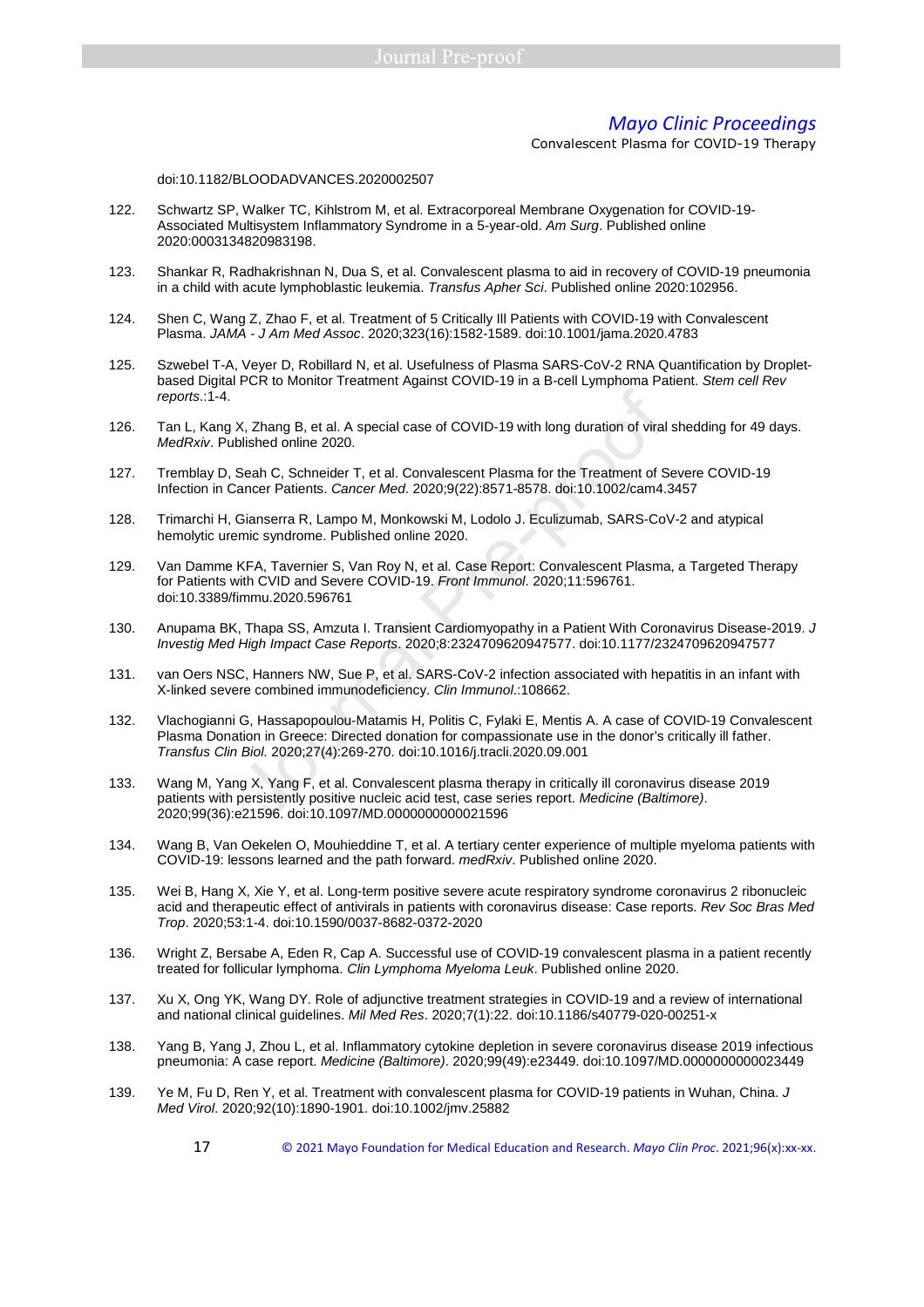doi:10.1182/BLOODADVANCES.2020002507

122. Schwartz SP, Walker TC, Kihlstrom M, et al. Extracorporeal Membrane Oxygenation for COVID-19-Associated Multisystem Inflammatory Syndrome in a 5-year-old. *Am Surg*. Published online 2020:0003134820983198.

123. Shankar R, Radhakrishnan N, Dua S, et al. Convalescent plasma to aid in recovery of COVID-19 pneumonia in a child with acute lymphoblastic leukemia. *Transfus Apher Sci*. Published online 2020:102956.

124. Shen C, Wang Z, Zhao F, et al. Treatment of 5 Critically Ill Patients with COVID-19 with Convalescent Plasma. *JAMA - J Am Med Assoc*. 2020;323(16):1582-1589. doi:10.1001/jama.2020.4783

125. Szwebel T-A, Veyer D, Robillard N, et al. Usefulness of Plasma SARS-CoV-2 RNA Quantification by Droplet-based Digital PCR to Monitor Treatment Against COVID-19 in a B-cell Lymphoma Patient. *Stem cell Rev reports*.:1-4.

126. Tan L, Kang X, Zhang B, et al. A special case of COVID-19 with long duration of viral shedding for 49 days. *MedRxiv*. Published online 2020.

127. Tremblay D, Seah C, Schneider T, et al. Convalescent Plasma for the Treatment of Severe COVID-19 Infection in Cancer Patients. *Cancer Med*. 2020;9(22):8571-8578. doi:10.1002/cam4.3457

128. Trimarchi H, Gianserra R, Lampo M, Monkowski M, Lodolo J. Eculizumab, SARS-CoV-2 and atypical hemolytic uremic syndrome. Published online 2020.

129. Van Damme KFA, Tavernier S, Van Roy N, et al. Case Report: Convalescent Plasma, a Targeted Therapy for Patients with CVID and Severe COVID-19. *Front Immunol*. 2020;11:596761. doi:10.3389/fimmu.2020.596761

130. Anupama BK, Thapa SS, Amzuta I. Transient Cardiomyopathy in a Patient With Coronavirus Disease-2019. *J Investig Med High Impact Case Reports*. 2020;8:2324709620947577. doi:10.1177/2324709620947577

131. van Oers NSC, Hanners NW, Sue P, et al. SARS-CoV-2 infection associated with hepatitis in an infant with X-linked severe combined immunodeficiency. *Clin Immunol*.:108662.

132. Vlachogianni G, Hassapopoulou-Matamis H, Politis C, Fylaki E, Mentis A. A case of COVID-19 Convalescent Plasma Donation in Greece: Directed donation for compassionate use in the donor's critically ill father. *Transfus Clin Biol*. 2020;27(4):269-270. doi:10.1016/j.tracli.2020.09.001

133. Wang M, Yang X, Yang F, et al. Convalescent plasma therapy in critically ill coronavirus disease 2019 patients with persistently positive nucleic acid test, case series report. *Medicine (Baltimore)*. 2020;99(36):e21596. doi:10.1097/MD.0000000000021596

134. Wang B, Van Oekelen O, Mouhieddine T, et al. A tertiary center experience of multiple myeloma patients with COVID-19: lessons learned and the path forward. *medRxiv*. Published online 2020.

135. Wei B, Hang X, Xie Y, et al. Long-term positive severe acute respiratory syndrome coronavirus 2 ribonucleic acid and therapeutic effect of antivirals in patients with coronavirus disease: Case reports. *Rev Soc Bras Med Trop*. 2020;53:1-4. doi:10.1590/0037-8682-0372-2020

136. Wright Z, Bersabe A, Eden R, Cap A. Successful use of COVID-19 convalescent plasma in a patient recently treated for follicular lymphoma. *Clin Lymphoma Myeloma Leuk*. Published online 2020.

137. Xu X, Ong YK, Wang DY. Role of adjunctive treatment strategies in COVID-19 and a review of international and national clinical guidelines. *Mil Med Res*. 2020;7(1):22. doi:10.1186/s40779-020-00251-x

138. Yang B, Yang J, Zhou L, et al. Inflammatory cytokine depletion in severe coronavirus disease 2019 infectious pneumonia: A case report. *Medicine (Baltimore)*. 2020;99(49):e23449. doi:10.1097/MD.0000000000023449

139. Ye M, Fu D, Ren Y, et al. Treatment with convalescent plasma for COVID-19 patients in Wuhan, China. *J Med Virol*. 2020;92(10):1890-1901. doi:10.1002/jmv.25882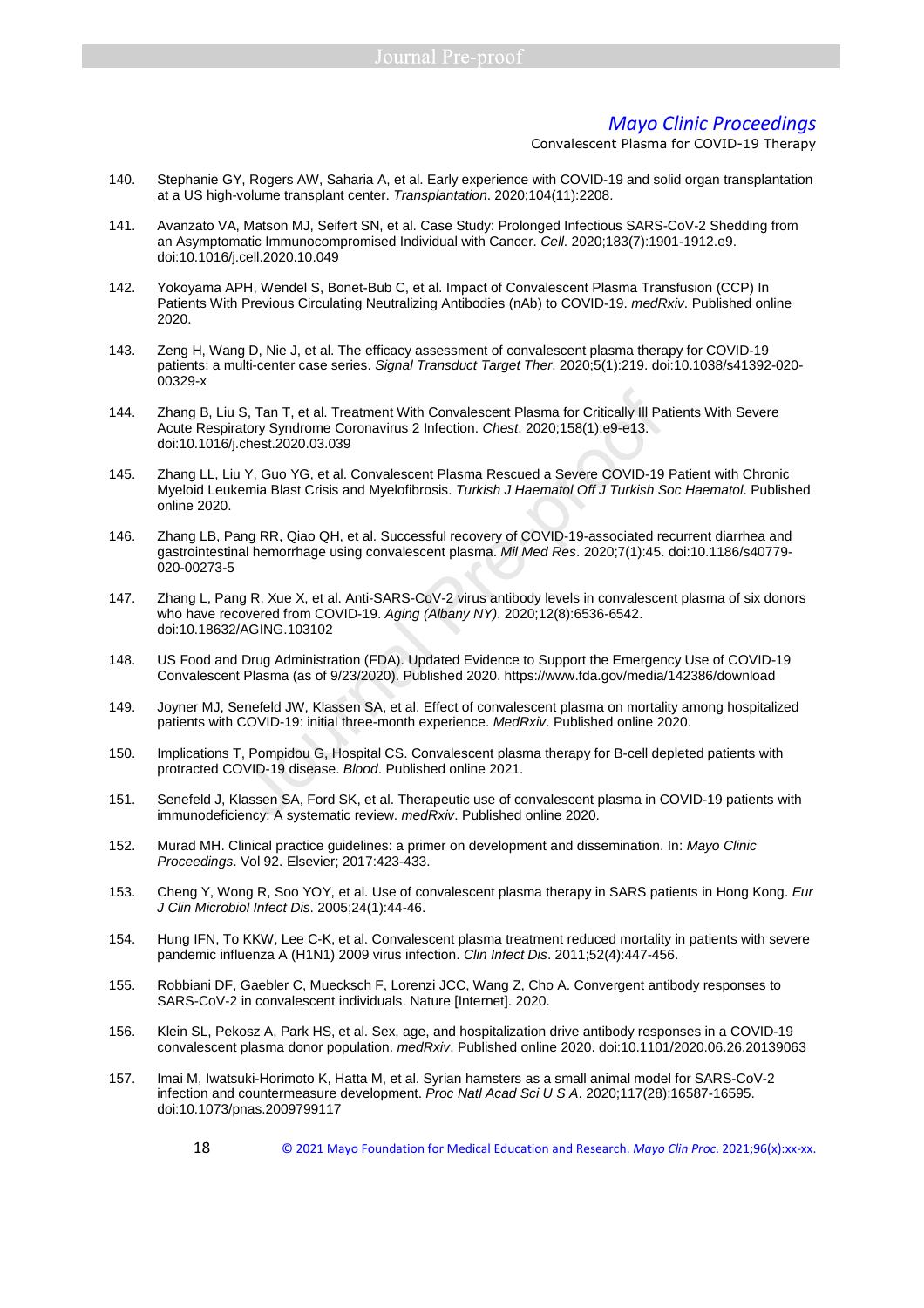140. Stephanie GY, Rogers AW, Saharia A, et al. Early experience with COVID-19 and solid organ transplantation at a US high-volume transplant center. *Transplantation*. 2020;104(11):2208.

141. Avanzato VA, Matson MJ, Seifert SN, et al. Case Study: Prolonged Infectious SARS-CoV-2 Shedding from an Asymptomatic Immunocompromised Individual with Cancer. *Cell*. 2020;183(7):1901-1912.e9. doi:10.1016/j.cell.2020.10.049

142. Yokoyama APH, Wendel S, Bonet-Bub C, et al. Impact of Convalescent Plasma Transfusion (CCP) In Patients With Previous Circulating Neutralizing Antibodies (nAb) to COVID-19. *medRxiv*. Published online 2020.

143. Zeng H, Wang D, Nie J, et al. The efficacy assessment of convalescent plasma therapy for COVID-19 patients: a multi-center case series. *Signal Transduct Target Ther*. 2020;5(1):219. doi:10.1038/s41392-020-00329-x

144. Zhang B, Liu S, Tan T, et al. Treatment With Convalescent Plasma for Critically Ill Patients With Severe Acute Respiratory Syndrome Coronavirus 2 Infection. *Chest*. 2020;158(1):e9-e13. doi:10.1016/j.chest.2020.03.039

145. Zhang LL, Liu Y, Guo YG, et al. Convalescent Plasma Rescued a Severe COVID-19 Patient with Chronic Myeloid Leukemia Blast Crisis and Myelofibrosis. *Turkish J Haematol Off J Turkish Soc Haematol*. Published online 2020.

146. Zhang LB, Pang RR, Qiao QH, et al. Successful recovery of COVID-19-associated recurrent diarrhea and gastrointestinal hemorrhage using convalescent plasma. *Mil Med Res*. 2020;7(1):45. doi:10.1186/s40779-020-00273-5

147. Zhang L, Pang R, Xue X, et al. Anti-SARS-CoV-2 virus antibody levels in convalescent plasma of six donors who have recovered from COVID-19. *Aging (Albany NY)*. 2020;12(8):6536-6542. doi:10.18632/AGING.103102

148. US Food and Drug Administration (FDA). Updated Evidence to Support the Emergency Use of COVID-19 Convalescent Plasma (as of 9/23/2020). Published 2020. https://www.fda.gov/media/142386/download

149. Joyner MJ, Senefeld JW, Klassen SA, et al. Effect of convalescent plasma on mortality among hospitalized patients with COVID-19: initial three-month experience. *MedRxiv*. Published online 2020.

150. Implications T, Pompidou G, Hospital CS. Convalescent plasma therapy for B-cell depleted patients with protracted COVID-19 disease. *Blood*. Published online 2021.

151. Senefeld J, Klassen SA, Ford SK, et al. Therapeutic use of convalescent plasma in COVID-19 patients with immunodeficiency: A systematic review. *medRxiv*. Published online 2020.

152. Murad MH. Clinical practice guidelines: a primer on development and dissemination. In: *Mayo Clinic Proceedings*. Vol 92. Elsevier; 2017:423-433.

153. Cheng Y, Wong R, Soo YOY, et al. Use of convalescent plasma therapy in SARS patients in Hong Kong. *Eur J Clin Microbiol Infect Dis*. 2005;24(1):44-46.

154. Hung IFN, To KKW, Lee C-K, et al. Convalescent plasma treatment reduced mortality in patients with severe pandemic influenza A (H1N1) 2009 virus infection. *Clin Infect Dis*. 2011;52(4):447-456.

155. Robbiani DF, Gaebler C, Muecksch F, Lorenzi JCC, Wang Z, Cho A. Convergent antibody responses to SARS-CoV-2 in convalescent individuals. Nature [Internet]. 2020.

156. Klein SL, Pekosz A, Park HS, et al. Sex, age, and hospitalization drive antibody responses in a COVID-19 convalescent plasma donor population. *medRxiv*. Published online 2020. doi:10.1101/2020.06.26.20139063

157. Imai M, Iwatsuki-Horimoto K, Hatta M, et al. Syrian hamsters as a small animal model for SARS-CoV-2 infection and countermeasure development. *Proc Natl Acad Sci U S A*. 2020;117(28):16587-16595. doi:10.1073/pnas.2009799117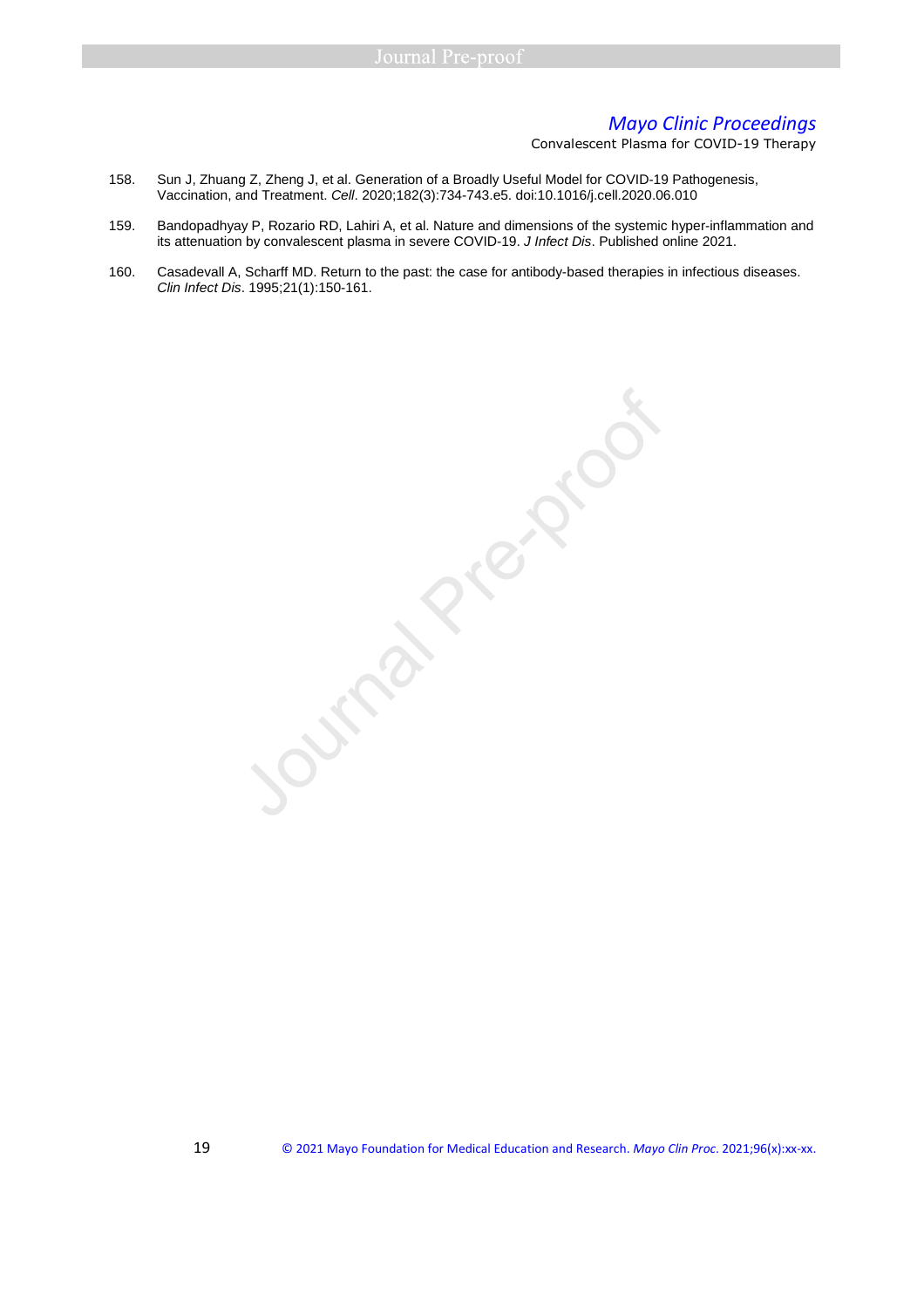158. Sun J, Zhuang Z, Zheng J, et al. Generation of a Broadly Useful Model for COVID-19 Pathogenesis, Vaccination, and Treatment. *Cell*. 2020;182(3):734-743.e5. doi:10.1016/j.cell.2020.06.010

159. Bandopadhyay P, Rozario RD, Lahiri A, et al. Nature and dimensions of the systemic hyper-inflammation and its attenuation by convalescent plasma in severe COVID-19. *J Infect Dis*. Published online 2021.

160. Casadevall A, Scharff MD. Return to the past: the case for antibody-based therapies in infectious diseases. *Clin Infect Dis*. 1995;21(1):150-161.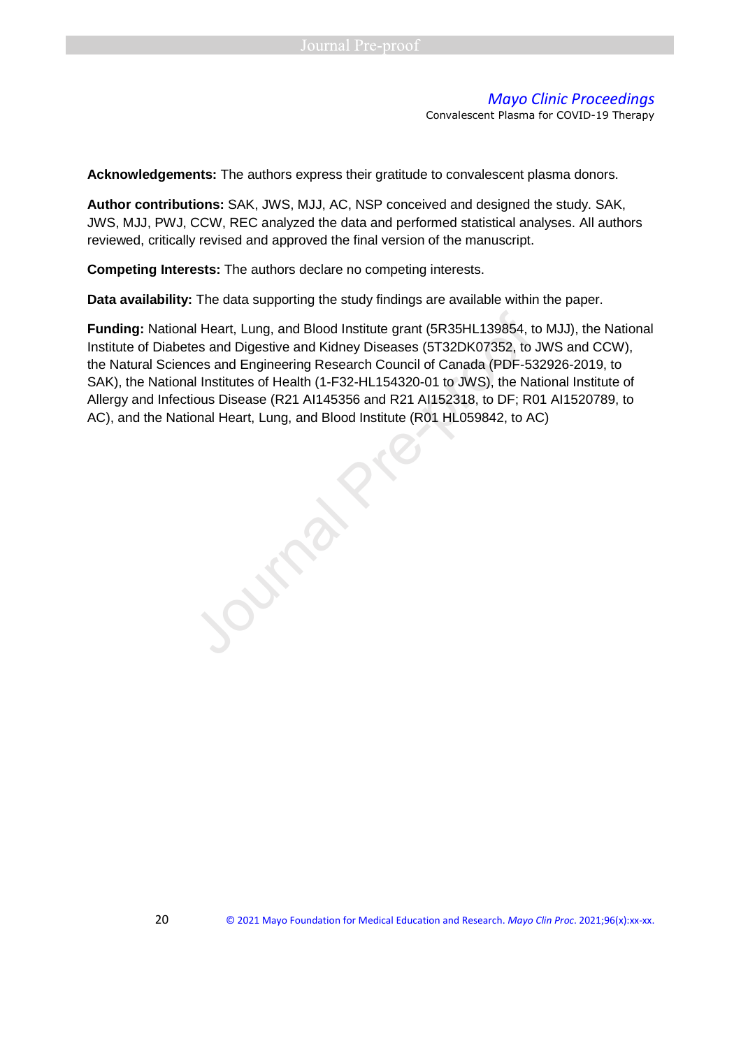**Acknowledgements:** The authors express their gratitude to convalescent plasma donors.

**Author contributions:** SAK, JWS, MJJ, AC, NSP conceived and designed the study. SAK, JWS, MJJ, PWJ, CCW, REC analyzed the data and performed statistical analyses. All authors reviewed, critically revised and approved the final version of the manuscript.

**Competing Interests:** The authors declare no competing interests.

**Data availability:** The data supporting the study findings are available within the paper.

**Funding:** National Heart, Lung, and Blood Institute grant (5R35HL139854, to MJJ), the National Institute of Diabetes and Digestive and Kidney Diseases (5T32DK07352, to JWS and CCW), the Natural Sciences and Engineering Research Council of Canada (PDF-532926-2019, to SAK), the National Institutes of Health (1-F32-HL154320-01 to JWS), the National Institute of Allergy and Infectious Disease (R21 AI145356 and R21 AI152318, to DF; R01 AI1520789, to AC), and the National Heart, Lung, and Blood Institute (R01 HL059842, to AC)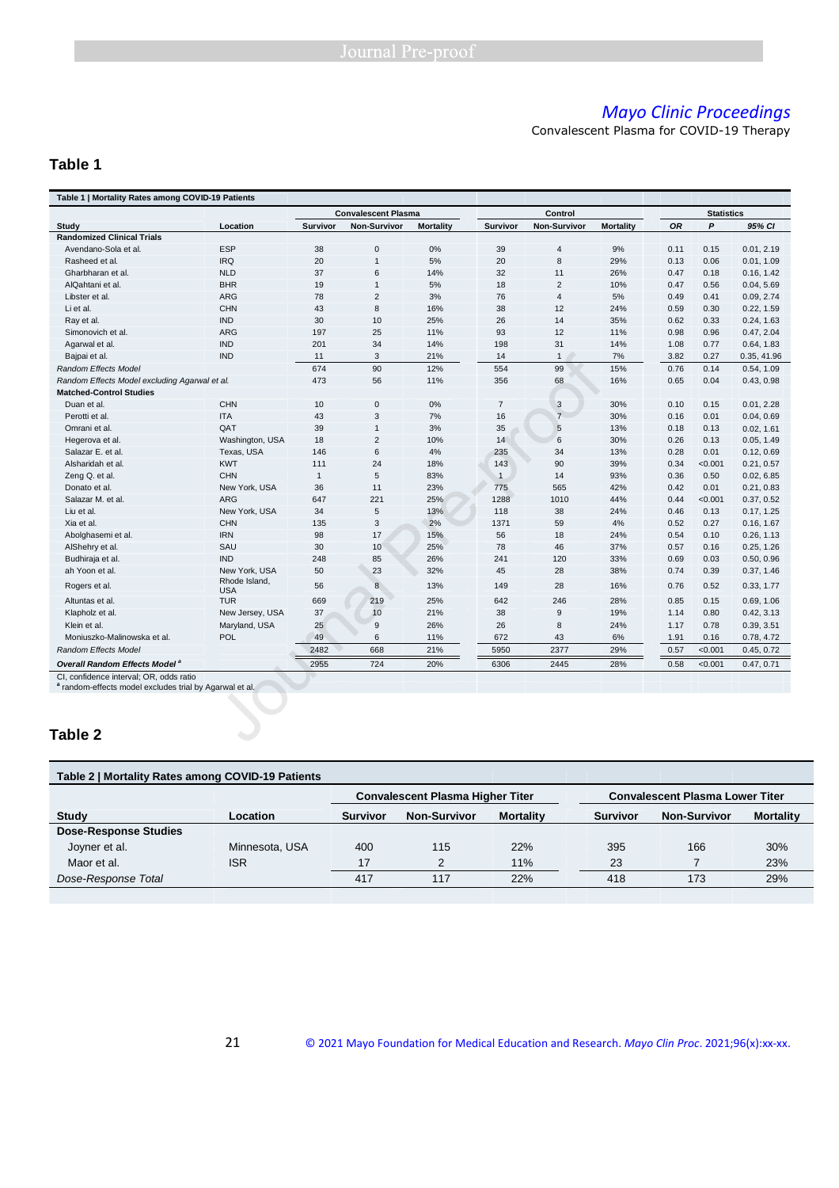## Table 1

| Table 1 \| Mortality Rates among COVID-19 Patients | | | | | | | | | | |
|---|---|---|---|---|---|---|---|---|---|---|
| | | Convalescent Plasma | | | Control | | | Statistics | | |
| Study | Location | Survivor | Non-Survivor | Mortality | Survivor | Non-Survivor | Mortality | *OR* | *P* | *95% CI* |
| **Randomized Clinical Trials** | | | | | | | | | | |
| Avendano-Sola et al. | ESP | 38 | 0 | 0% | 39 | 4 | 9% | 0.11 | 0.15 | 0.01, 2.19 |
| Rasheed et al. | IRQ | 20 | 1 | 5% | 20 | 8 | 29% | 0.13 | 0.06 | 0.01, 1.09 |
| Gharbharan et al. | NLD | 37 | 6 | 14% | 32 | 11 | 26% | 0.47 | 0.18 | 0.16, 1.42 |
| AlQahtani et al. | BHR | 19 | 1 | 5% | 18 | 2 | 10% | 0.47 | 0.56 | 0.04, 5.69 |
| Libster et al. | ARG | 78 | 2 | 3% | 76 | 4 | 5% | 0.49 | 0.41 | 0.09, 2.74 |
| Li et al. | CHN | 43 | 8 | 16% | 38 | 12 | 24% | 0.59 | 0.30 | 0.22, 1.59 |
| Ray et al. | IND | 30 | 10 | 25% | 26 | 14 | 35% | 0.62 | 0.33 | 0.24, 1.63 |
| Simonovich et al. | ARG | 197 | 25 | 11% | 93 | 12 | 11% | 0.98 | 0.96 | 0.47, 2.04 |
| Agarwal et al. | IND | 201 | 34 | 14% | 198 | 31 | 14% | 1.08 | 0.77 | 0.64, 1.83 |
| Bajpai et al. | IND | 11 | 3 | 21% | 14 | 1 | 7% | 3.82 | 0.27 | 0.35, 41.96 |
| *Random Effects Model* | | 674 | 90 | 12% | 554 | 99 | 15% | 0.76 | 0.14 | 0.54, 1.09 |
| *Random Effects Model excluding Agarwal et al.* | | 473 | 56 | 11% | 356 | 68 | 16% | 0.65 | 0.04 | 0.43, 0.98 |
| **Matched-Control Studies** | | | | | | | | | | |
| Duan et al. | CHN | 10 | 0 | 0% | 7 | 3 | 30% | 0.10 | 0.15 | 0.01, 2.28 |
| Perotti et al. | ITA | 43 | 3 | 7% | 16 | 7 | 30% | 0.16 | 0.01 | 0.04, 0.69 |
| Omrani et al. | QAT | 39 | 1 | 3% | 35 | 5 | 13% | 0.18 | 0.13 | 0.02, 1.61 |
| Hegerova et al. | Washington, USA | 18 | 2 | 10% | 14 | 6 | 30% | 0.26 | 0.13 | 0.05, 1.49 |
| Salazar E. et al. | Texas, USA | 146 | 6 | 4% | 235 | 34 | 13% | 0.28 | 0.01 | 0.12, 0.69 |
| Alsharidah et al. | KWT | 111 | 24 | 18% | 143 | 90 | 39% | 0.34 | <0.001 | 0.21, 0.57 |
| Zeng Q. et al. | CHN | 1 | 5 | 83% | 1 | 14 | 93% | 0.36 | 0.50 | 0.02, 6.85 |
| Donato et al. | New York, USA | 36 | 11 | 23% | 775 | 565 | 42% | 0.42 | 0.01 | 0.21, 0.83 |
| Salazar M. et al. | ARG | 647 | 221 | 25% | 1288 | 1010 | 44% | 0.44 | <0.001 | 0.37, 0.52 |
| Liu et al. | New York, USA | 34 | 5 | 13% | 118 | 38 | 24% | 0.46 | 0.13 | 0.17, 1.25 |
| Xia et al. | CHN | 135 | 3 | 2% | 1371 | 59 | 4% | 0.52 | 0.27 | 0.16, 1.67 |
| Abolghasemi et al. | IRN | 98 | 17 | 15% | 56 | 18 | 24% | 0.54 | 0.10 | 0.26, 1.13 |
| AlShehry et al. | SAU | 30 | 10 | 25% | 78 | 46 | 37% | 0.57 | 0.16 | 0.25, 1.26 |
| Budhiraja et al. | IND | 248 | 85 | 26% | 241 | 120 | 33% | 0.69 | 0.03 | 0.50, 0.96 |
| ah Yoon et al. | New York, USA | 50 | 23 | 32% | 45 | 28 | 38% | 0.74 | 0.39 | 0.37, 1.46 |
| Rogers et al. | Rhode Island, USA | 56 | 8 | 13% | 149 | 28 | 16% | 0.76 | 0.52 | 0.33, 1.77 |
| Altuntas et al. | TUR | 669 | 219 | 25% | 642 | 246 | 28% | 0.85 | 0.15 | 0.69, 1.06 |
| Klapholz et al. | New Jersey, USA | 37 | 10 | 21% | 38 | 9 | 19% | 1.14 | 0.80 | 0.42, 3.13 |
| Klein et al. | Maryland, USA | 25 | 9 | 26% | 26 | 8 | 24% | 1.17 | 0.78 | 0.39, 3.51 |
| Moniuszko-Malinowska et al. | POL | 49 | 6 | 11% | 672 | 43 | 6% | 1.91 | 0.16 | 0.78, 4.72 |
| *Random Effects Model* | | 2482 | 668 | 21% | 5950 | 2377 | 29% | 0.57 | <0.001 | 0.45, 0.72 |
| ***Overall Random Effects Model*** [a] | | 2955 | 724 | 20% | 6306 | 2445 | 28% | 0.58 | <0.001 | 0.47, 0.71 |

CI, confidence interval; OR, odds ratio
[a] random-effects model excludes trial by Agarwal et al.

## Table 2

| Table 2 \| Mortality Rates among COVID-19 Patients | | | | | | | |
|---|---|---|---|---|---|---|---|
| | | Convalescent Plasma Higher Titer | | | Convalescent Plasma Lower Titer | | |
| Study | Location | Survivor | Non-Survivor | Mortality | Survivor | Non-Survivor | Mortality |
| **Dose-Response Studies** | | | | | | | |
| Joyner et al. | Minnesota, USA | 400 | 115 | 22% | 395 | 166 | 30% |
| Maor et al. | ISR | 17 | 2 | 11% | 23 | 7 | 23% |
| *Dose-Response Total* | | 417 | 117 | 22% | 418 | 173 | 29% |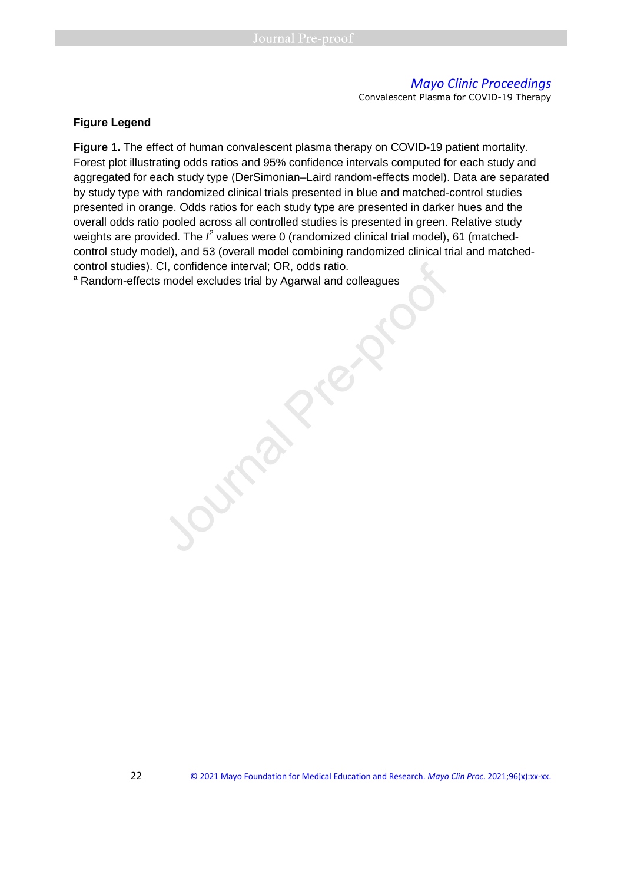## Figure Legend

**Figure 1.** The effect of human convalescent plasma therapy on COVID-19 patient mortality. Forest plot illustrating odds ratios and 95% confidence intervals computed for each study and aggregated for each study type (DerSimonian–Laird random-effects model). Data are separated by study type with randomized clinical trials presented in blue and matched-control studies presented in orange. Odds ratios for each study type are presented in darker hues and the overall odds ratio pooled across all controlled studies is presented in green. Relative study weights are provided. The $I^2$ values were 0 (randomized clinical trial model), 61 (matched-control study model), and 53 (overall model combining randomized clinical trial and matched-control studies). CI, confidence interval; OR, odds ratio.

[a] Random-effects model excludes trial by Agarwal and colleagues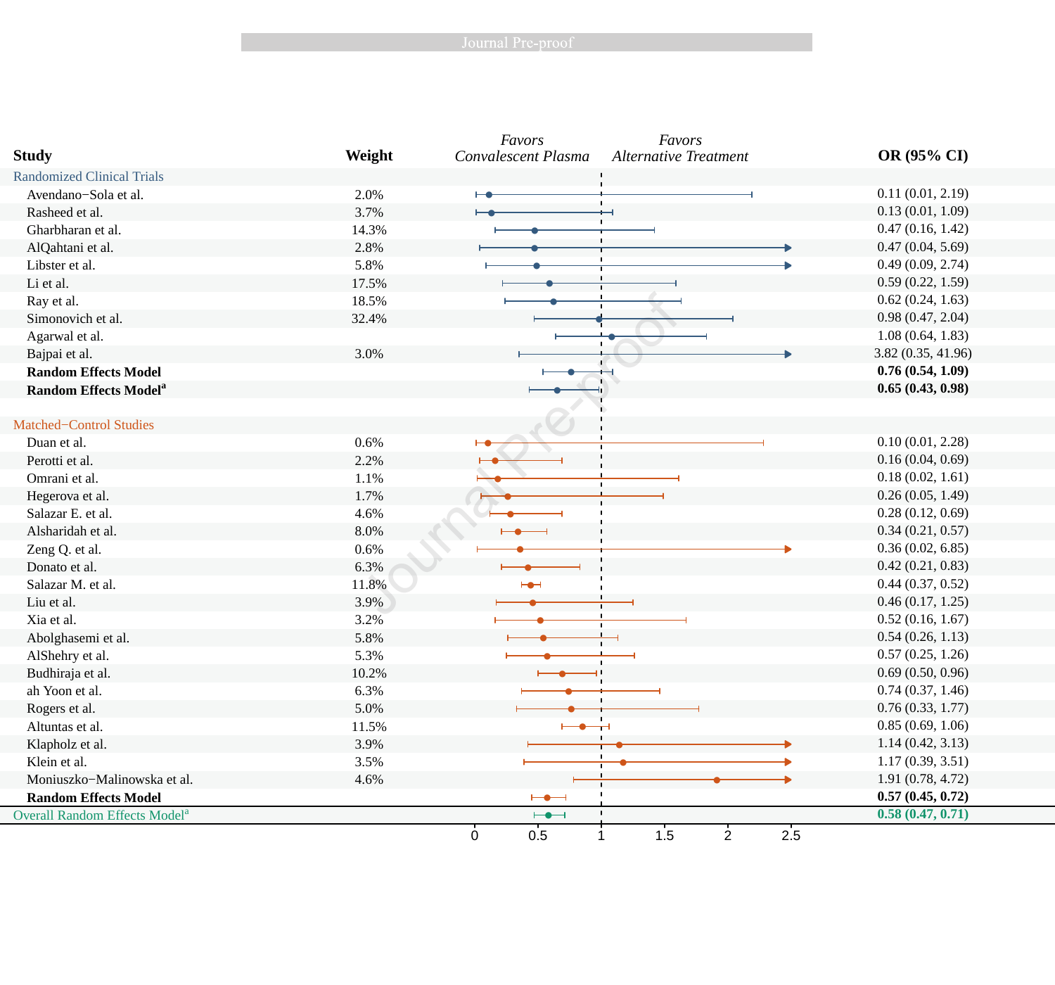Study

Weight

*Favors Convalescent Plasma*

*Favors Alternative Treatment*

OR (95% CI)

Randomized Clinical Trials

Avendano−Sola et al. 2.0% 0.11 (0.01, 2.19)

Rasheed et al. 3.7% 0.13 (0.01, 1.09)

Gharbharan et al. 14.3% 0.47 (0.16, 1.42)

AlQahtani et al. 2.8% 0.47 (0.04, 5.69)

Libster et al. 5.8% 0.49 (0.09, 2.74)

Li et al. 17.5% 0.59 (0.22, 1.59)

Ray et al. 18.5% 0.62 (0.24, 1.63)

Simonovich et al. 32.4% 0.98 (0.47, 2.04)

Agarwal et al. 1.08 (0.64, 1.83)

Bajpai et al. 3.0% 3.82 (0.35, 41.96)

**Random Effects Model** **0.76 (0.54, 1.09)**

**Random Effects Model[a]** **0.65 (0.43, 0.98)**

Matched−Control Studies

Duan et al. 0.6% 0.10 (0.01, 2.28)

Perotti et al. 2.2% 0.16 (0.04, 0.69)

Omrani et al. 1.1% 0.18 (0.02, 1.61)

Hegerova et al. 1.7% 0.26 (0.05, 1.49)

Salazar E. et al. 4.6% 0.28 (0.12, 0.69)

Alsharidah et al. 8.0% 0.34 (0.21, 0.57)

Zeng Q. et al. 0.6% 0.36 (0.02, 6.85)

Donato et al. 6.3% 0.42 (0.21, 0.83)

Salazar M. et al. 11.8% 0.44 (0.37, 0.52)

Liu et al. 3.9% 0.46 (0.17, 1.25)

Xia et al. 3.2% 0.52 (0.16, 1.67)

Abolghasemi et al. 5.8% 0.54 (0.26, 1.13)

AlShehry et al. 5.3% 0.57 (0.25, 1.26)

Budhiraja et al. 10.2% 0.69 (0.50, 0.96)

ah Yoon et al. 6.3% 0.74 (0.37, 1.46)

Rogers et al. 5.0% 0.76 (0.33, 1.77)

Altuntas et al. 11.5% 0.85 (0.69, 1.06)

Klapholz et al. 3.9% 1.14 (0.42, 3.13)

Klein et al. 3.5% 1.17 (0.39, 3.51)

Moniuszko−Malinowska et al. 4.6% 1.91 (0.78, 4.72)

**Random Effects Model** **0.57 (0.45, 0.72)**

Overall Random Effects Model[a] **0.58 (0.47, 0.71)**

0 0.5 1 1.5 2 2.5